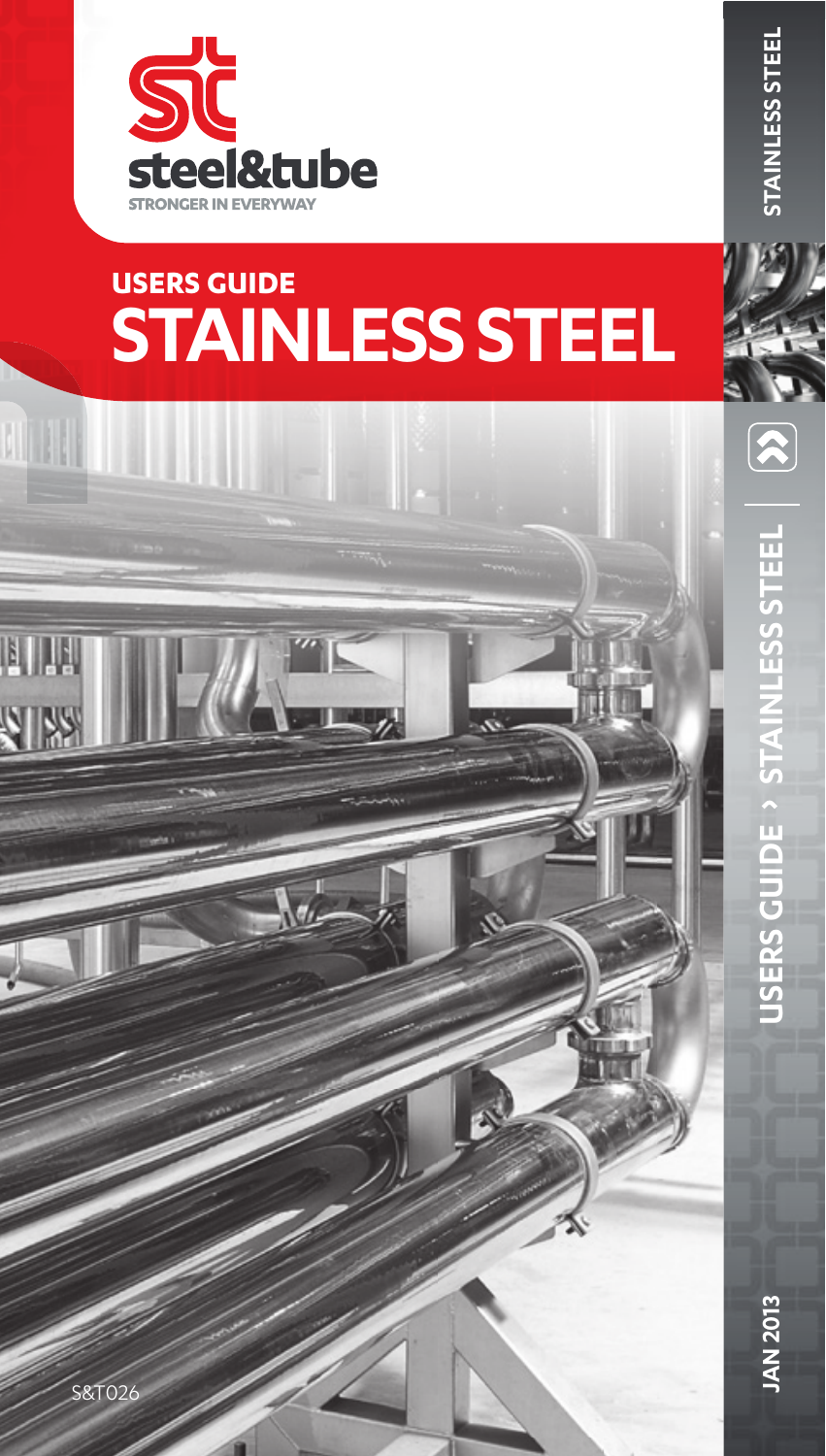steel&tube

STRONGER IN EVERYWAY

# USERS GUIDE
# STAINLESS STEEL

S&T026

STAINLESS STEEL

USERS GUIDE › STAINLESS STEEL

JAN 2013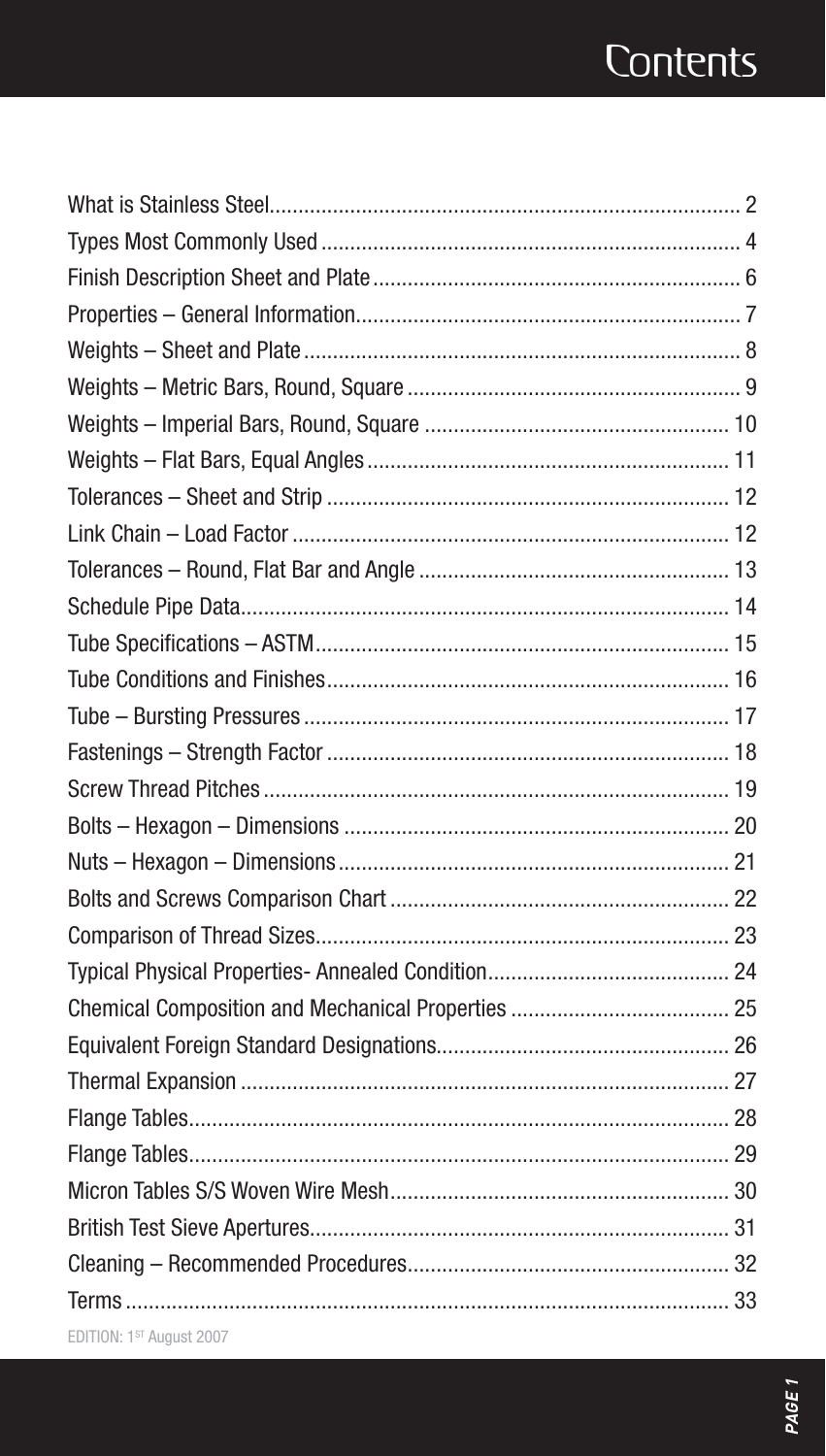# Contents

| | |
|---|---|
| What is Stainless Steel | 2 |
| Types Most Commonly Used | 4 |
| Finish Description Sheet and Plate | 6 |
| Properties – General Information | 7 |
| Weights – Sheet and Plate | 8 |
| Weights – Metric Bars, Round, Square | 9 |
| Weights – Imperial Bars, Round, Square | 10 |
| Weights – Flat Bars, Equal Angles | 11 |
| Tolerances – Sheet and Strip | 12 |
| Link Chain – Load Factor | 12 |
| Tolerances – Round, Flat Bar and Angle | 13 |
| Schedule Pipe Data | 14 |
| Tube Specifications – ASTM | 15 |
| Tube Conditions and Finishes | 16 |
| Tube – Bursting Pressures | 17 |
| Fastenings – Strength Factor | 18 |
| Screw Thread Pitches | 19 |
| Bolts – Hexagon – Dimensions | 20 |
| Nuts – Hexagon – Dimensions | 21 |
| Bolts and Screws Comparison Chart | 22 |
| Comparison of Thread Sizes | 23 |
| Typical Physical Properties- Annealed Condition | 24 |
| Chemical Composition and Mechanical Properties | 25 |
| Equivalent Foreign Standard Designations | 26 |
| Thermal Expansion | 27 |
| Flange Tables | 28 |
| Flange Tables | 29 |
| Micron Tables S/S Woven Wire Mesh | 30 |
| British Test Sieve Apertures | 31 |
| Cleaning – Recommended Procedures | 32 |
| Terms | 33 |

EDITION: 1ST August 2007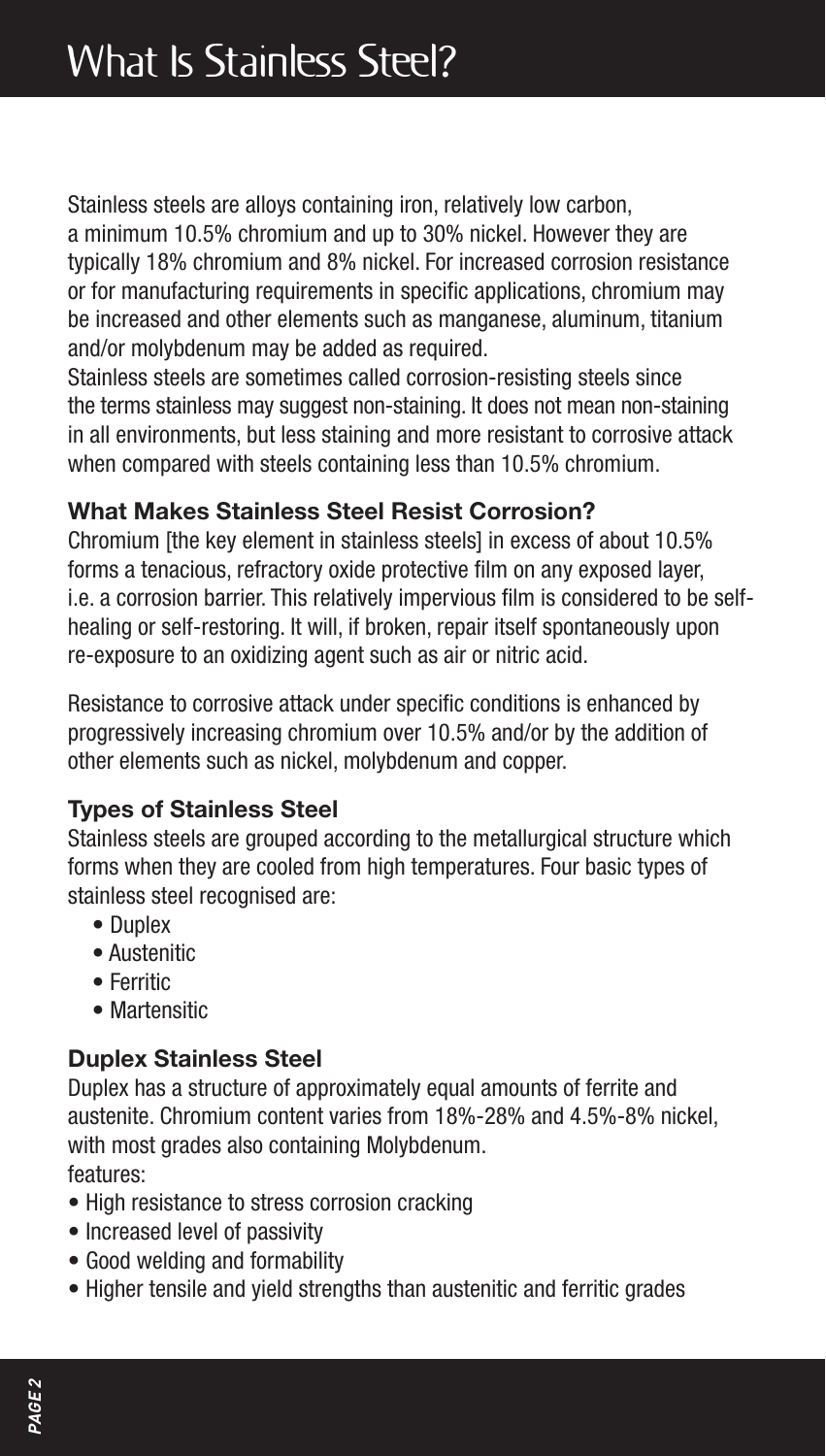# What Is Stainless Steel?

Stainless steels are alloys containing iron, relatively low carbon, a minimum 10.5% chromium and up to 30% nickel. However they are typically 18% chromium and 8% nickel. For increased corrosion resistance or for manufacturing requirements in specific applications, chromium may be increased and other elements such as manganese, aluminum, titanium and/or molybdenum may be added as required.

Stainless steels are sometimes called corrosion-resisting steels since the terms stainless may suggest non-staining. It does not mean non-staining in all environments, but less staining and more resistant to corrosive attack when compared with steels containing less than 10.5% chromium.

## What Makes Stainless Steel Resist Corrosion?

Chromium [the key element in stainless steels] in excess of about 10.5% forms a tenacious, refractory oxide protective film on any exposed layer, i.e. a corrosion barrier. This relatively impervious film is considered to be self-healing or self-restoring. It will, if broken, repair itself spontaneously upon re-exposure to an oxidizing agent such as air or nitric acid.

Resistance to corrosive attack under specific conditions is enhanced by progressively increasing chromium over 10.5% and/or by the addition of other elements such as nickel, molybdenum and copper.

## Types of Stainless Steel

Stainless steels are grouped according to the metallurgical structure which forms when they are cooled from high temperatures. Four basic types of stainless steel recognised are:

- Duplex
- Austenitic
- Ferritic
- Martensitic

## Duplex Stainless Steel

Duplex has a structure of approximately equal amounts of ferrite and austenite. Chromium content varies from 18%-28% and 4.5%-8% nickel, with most grades also containing Molybdenum.

features:

- High resistance to stress corrosion cracking
- Increased level of passivity
- Good welding and formability
- Higher tensile and yield strengths than austenitic and ferritic grades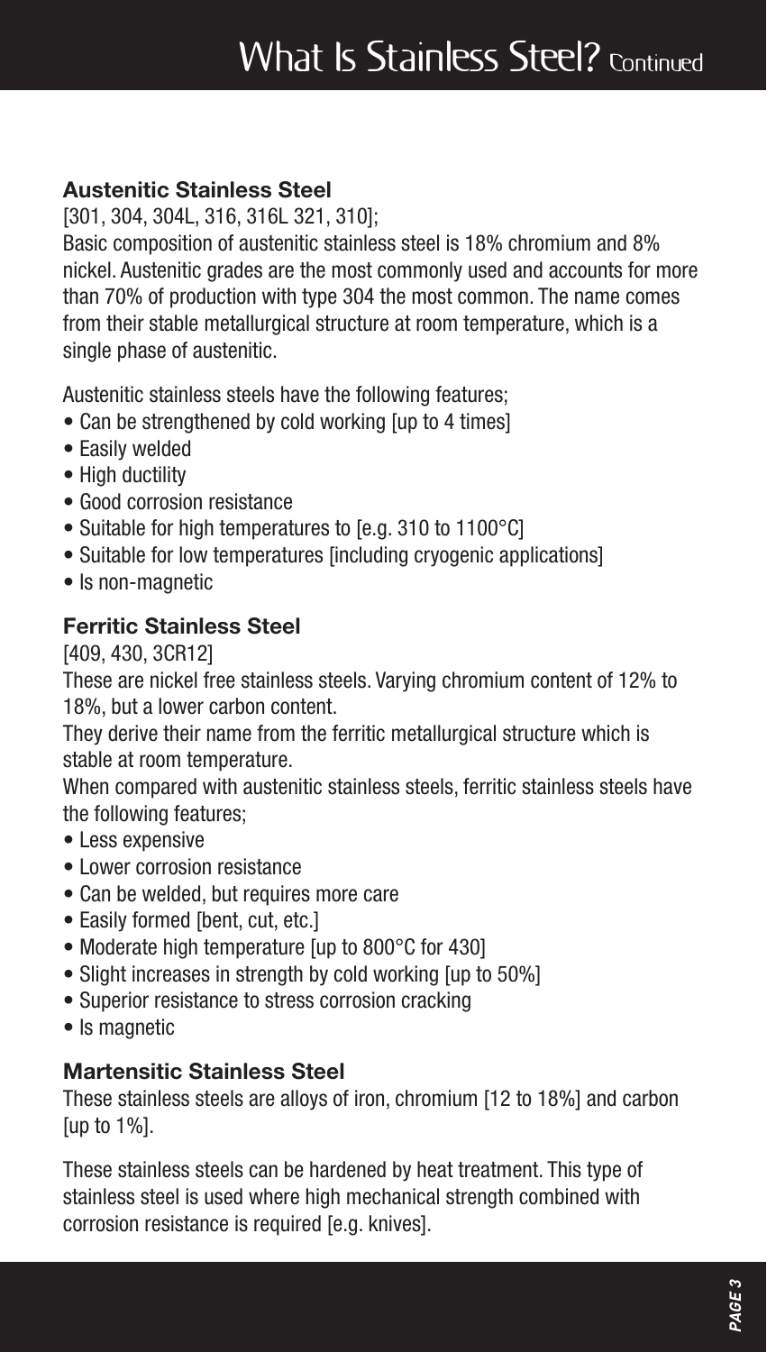# What Is Stainless Steel? Continued

### Austenitic Stainless Steel

[301, 304, 304L, 316, 316L 321, 310];

Basic composition of austenitic stainless steel is 18% chromium and 8% nickel. Austenitic grades are the most commonly used and accounts for more than 70% of production with type 304 the most common. The name comes from their stable metallurgical structure at room temperature, which is a single phase of austenitic.

Austenitic stainless steels have the following features;

- Can be strengthened by cold working [up to 4 times]
- Easily welded
- High ductility
- Good corrosion resistance
- Suitable for high temperatures to [e.g. 310 to 1100°C]
- Suitable for low temperatures [including cryogenic applications]
- Is non-magnetic

### Ferritic Stainless Steel

[409, 430, 3CR12]

These are nickel free stainless steels. Varying chromium content of 12% to 18%, but a lower carbon content.

They derive their name from the ferritic metallurgical structure which is stable at room temperature.

When compared with austenitic stainless steels, ferritic stainless steels have the following features;

- Less expensive
- Lower corrosion resistance
- Can be welded, but requires more care
- Easily formed [bent, cut, etc.]
- Moderate high temperature [up to 800°C for 430]
- Slight increases in strength by cold working [up to 50%]
- Superior resistance to stress corrosion cracking
- Is magnetic

### Martensitic Stainless Steel

These stainless steels are alloys of iron, chromium [12 to 18%] and carbon [up to 1%].

These stainless steels can be hardened by heat treatment. This type of stainless steel is used where high mechanical strength combined with corrosion resistance is required [e.g. knives].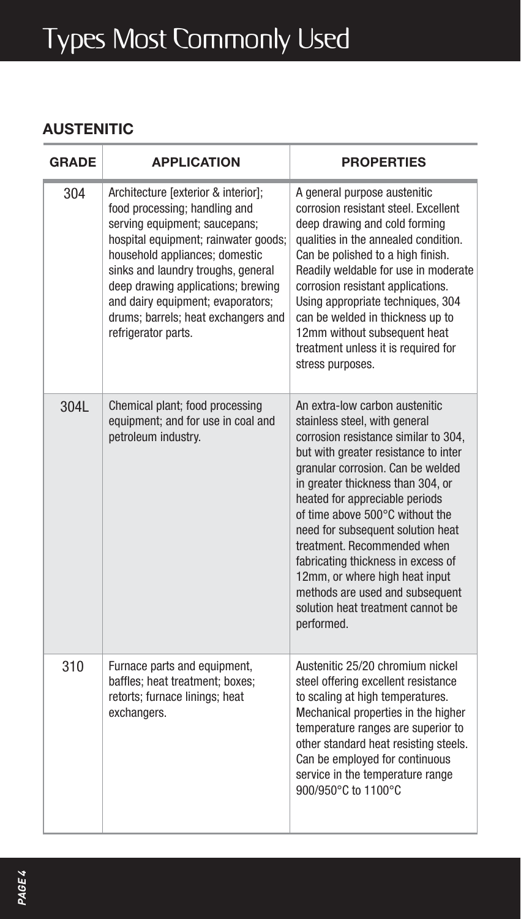# Types Most Commonly Used

## AUSTENITIC

| GRADE | APPLICATION | PROPERTIES |
|---|---|---|
| 304 | Architecture [exterior & interior]; food processing; handling and serving equipment; saucepans; hospital equipment; rainwater goods; household appliances; domestic sinks and laundry troughs, general deep drawing applications; brewing and dairy equipment; evaporators; drums; barrels; heat exchangers and refrigerator parts. | A general purpose austenitic corrosion resistant steel. Excellent deep drawing and cold forming qualities in the annealed condition. Can be polished to a high finish. Readily weldable for use in moderate corrosion resistant applications. Using appropriate techniques, 304 can be welded in thickness up to 12mm without subsequent heat treatment unless it is required for stress purposes. |
| 304L | Chemical plant; food processing equipment; and for use in coal and petroleum industry. | An extra-low carbon austenitic stainless steel, with general corrosion resistance similar to 304, but with greater resistance to inter granular corrosion. Can be welded in greater thickness than 304, or heated for appreciable periods of time above 500°C without the need for subsequent solution heat treatment. Recommended when fabricating thickness in excess of 12mm, or where high heat input methods are used and subsequent solution heat treatment cannot be performed. |
| 310 | Furnace parts and equipment, baffles; heat treatment; boxes; retorts; furnace linings; heat exchangers. | Austenitic 25/20 chromium nickel steel offering excellent resistance to scaling at high temperatures. Mechanical properties in the higher temperature ranges are superior to other standard heat resisting steels. Can be employed for continuous service in the temperature range 900/950°C to 1100°C |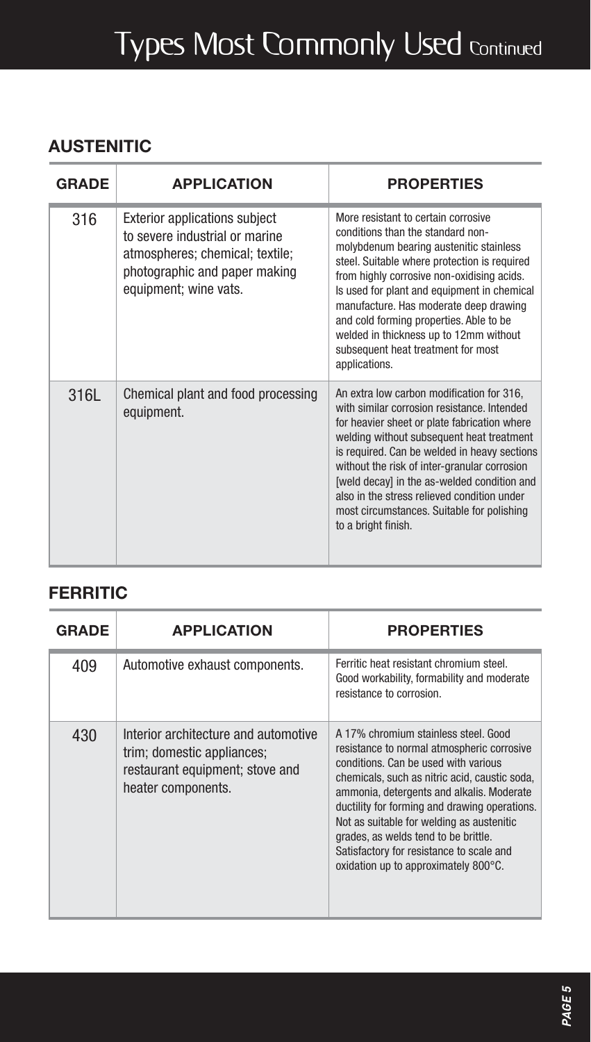# Types Most Commonly Used Continued

## AUSTENITIC

| GRADE | APPLICATION | PROPERTIES |
|---|---|---|
| 316 | Exterior applications subject to severe industrial or marine atmospheres; chemical; textile; photographic and paper making equipment; wine vats. | More resistant to certain corrosive conditions than the standard non-molybdenum bearing austenitic stainless steel. Suitable where protection is required from highly corrosive non-oxidising acids. Is used for plant and equipment in chemical manufacture. Has moderate deep drawing and cold forming properties. Able to be welded in thickness up to 12mm without subsequent heat treatment for most applications. |
| 316L | Chemical plant and food processing equipment. | An extra low carbon modification for 316, with similar corrosion resistance. Intended for heavier sheet or plate fabrication where welding without subsequent heat treatment is required. Can be welded in heavy sections without the risk of inter-granular corrosion [weld decay] in the as-welded condition and also in the stress relieved condition under most circumstances. Suitable for polishing to a bright finish. |

## FERRITIC

| GRADE | APPLICATION | PROPERTIES |
|---|---|---|
| 409 | Automotive exhaust components. | Ferritic heat resistant chromium steel. Good workability, formability and moderate resistance to corrosion. |
| 430 | Interior architecture and automotive trim; domestic appliances; restaurant equipment; stove and heater components. | A 17% chromium stainless steel. Good resistance to normal atmospheric corrosive conditions. Can be used with various chemicals, such as nitric acid, caustic soda, ammonia, detergents and alkalis. Moderate ductility for forming and drawing operations. Not as suitable for welding as austenitic grades, as welds tend to be brittle. Satisfactory for resistance to scale and oxidation up to approximately 800°C. |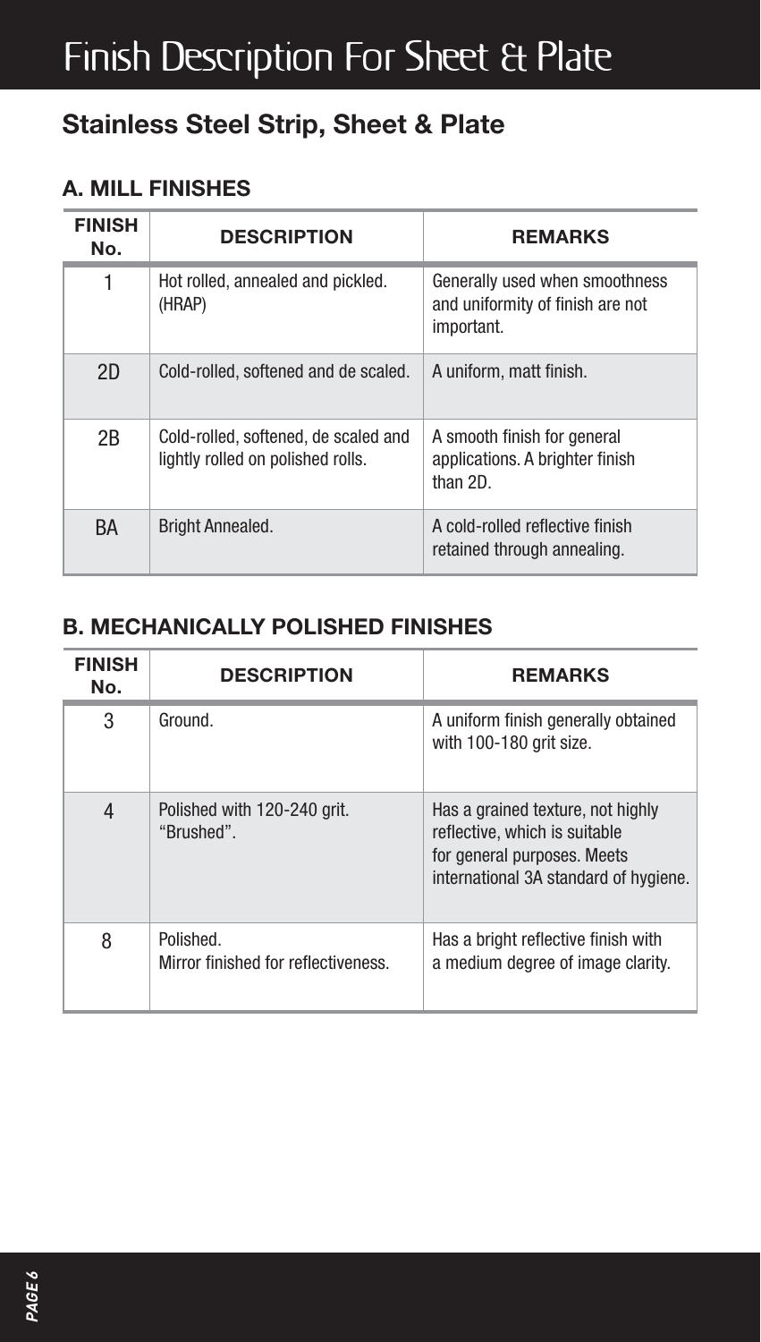# Finish Description For Sheet & Plate

## Stainless Steel Strip, Sheet & Plate

### A. MILL FINISHES

| FINISH No. | DESCRIPTION | REMARKS |
|---|---|---|
| 1 | Hot rolled, annealed and pickled. (HRAP) | Generally used when smoothness and uniformity of finish are not important. |
| 2D | Cold-rolled, softened and de scaled. | A uniform, matt finish. |
| 2B | Cold-rolled, softened, de scaled and lightly rolled on polished rolls. | A smooth finish for general applications. A brighter finish than 2D. |
| BA | Bright Annealed. | A cold-rolled reflective finish retained through annealing. |

### B. MECHANICALLY POLISHED FINISHES

| FINISH No. | DESCRIPTION | REMARKS |
|---|---|---|
| 3 | Ground. | A uniform finish generally obtained with 100-180 grit size. |
| 4 | Polished with 120-240 grit. "Brushed". | Has a grained texture, not highly reflective, which is suitable for general purposes. Meets international 3A standard of hygiene. |
| 8 | Polished. Mirror finished for reflectiveness. | Has a bright reflective finish with a medium degree of image clarity. |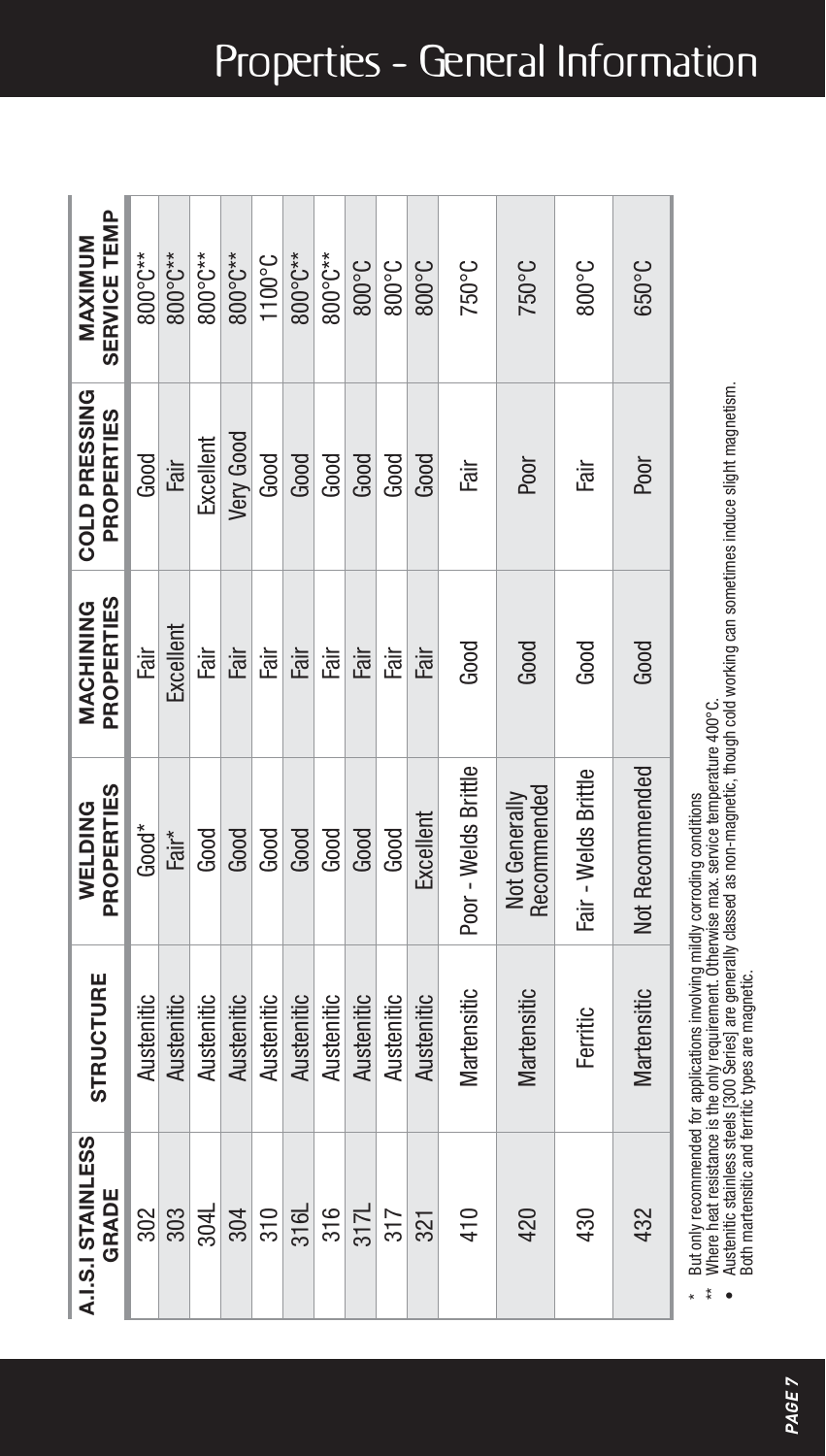# Properties - General Information

| A.I.S.I STAINLESS GRADE | STRUCTURE | WELDING PROPERTIES | MACHINING PROPERTIES | COLD PRESSING PROPERTIES | MAXIMUM SERVICE TEMP |
|---|---|---|---|---|---|
| 302 | Austenitic | Good* | Fair | Good | 800°C** |
| 303 | Austenitic | Fair* | Excellent | Fair | 800°C** |
| 304L | Austenitic | Good | Fair | Excellent | 800°C** |
| 304 | Austenitic | Good | Fair | Very Good | 800°C** |
| 310 | Austenitic | Good | Fair | Good | 1100°C |
| 316L | Austenitic | Good | Fair | Good | 800°C** |
| 316 | Austenitic | Good | Fair | Good | 800°C** |
| 317L | Austenitic | Good | Fair | Good | 800°C |
| 317 | Austenitic | Good | Fair | Good | 800°C |
| 321 | Austenitic | Excellent | Fair | Good | 800°C |
| 410 | Martensitic | Poor - Welds Brittle | Good | Fair | 750°C |
| 420 | Martensitic | Not Generally Recommended | Good | Poor | 750°C |
| 430 | Ferritic | Fair - Welds Brittle | Good | Fair | 800°C |
| 432 | Martensitic | Not Recommended | Good | Poor | 650°C |

\* But only recommended for applications involving mildly corroding conditions
\** Where heat resistance is the only requirement. Otherwise max. service temperature 400°C.
• Austenitic stainless steels [300 Series] are generally classed as non-magnetic, though cold working can sometimes induce slight magnetism. Both martensitic and ferritic types are magnetic.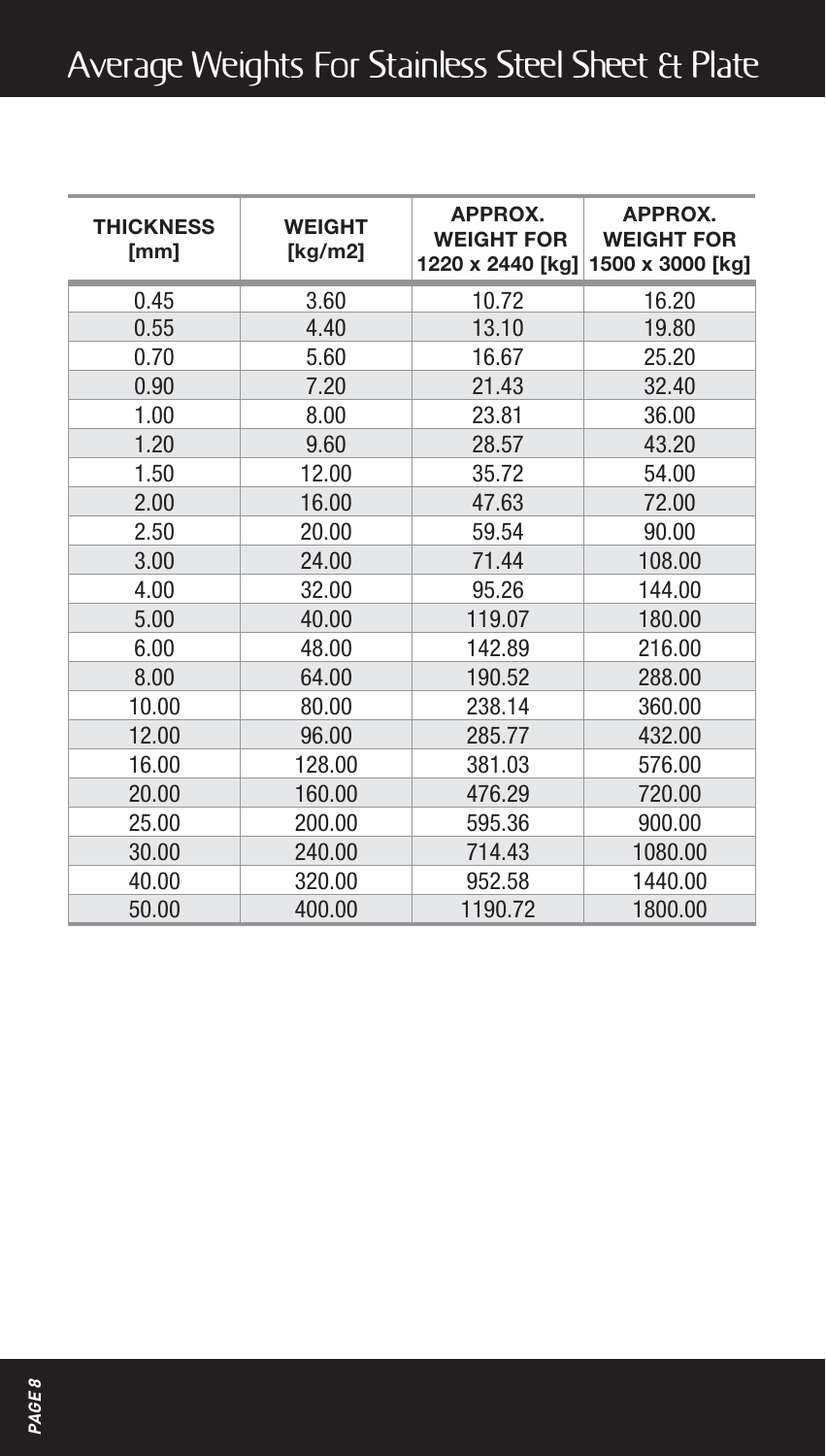# Average Weights For Stainless Steel Sheet & Plate

| THICKNESS [mm] | WEIGHT [kg/m2] | APPROX. WEIGHT FOR 1220 x 2440 [kg] | APPROX. WEIGHT FOR 1500 x 3000 [kg] |
|---|---|---|---|
| 0.45 | 3.60 | 10.72 | 16.20 |
| 0.55 | 4.40 | 13.10 | 19.80 |
| 0.70 | 5.60 | 16.67 | 25.20 |
| 0.90 | 7.20 | 21.43 | 32.40 |
| 1.00 | 8.00 | 23.81 | 36.00 |
| 1.20 | 9.60 | 28.57 | 43.20 |
| 1.50 | 12.00 | 35.72 | 54.00 |
| 2.00 | 16.00 | 47.63 | 72.00 |
| 2.50 | 20.00 | 59.54 | 90.00 |
| 3.00 | 24.00 | 71.44 | 108.00 |
| 4.00 | 32.00 | 95.26 | 144.00 |
| 5.00 | 40.00 | 119.07 | 180.00 |
| 6.00 | 48.00 | 142.89 | 216.00 |
| 8.00 | 64.00 | 190.52 | 288.00 |
| 10.00 | 80.00 | 238.14 | 360.00 |
| 12.00 | 96.00 | 285.77 | 432.00 |
| 16.00 | 128.00 | 381.03 | 576.00 |
| 20.00 | 160.00 | 476.29 | 720.00 |
| 25.00 | 200.00 | 595.36 | 900.00 |
| 30.00 | 240.00 | 714.43 | 1080.00 |
| 40.00 | 320.00 | 952.58 | 1440.00 |
| 50.00 | 400.00 | 1190.72 | 1800.00 |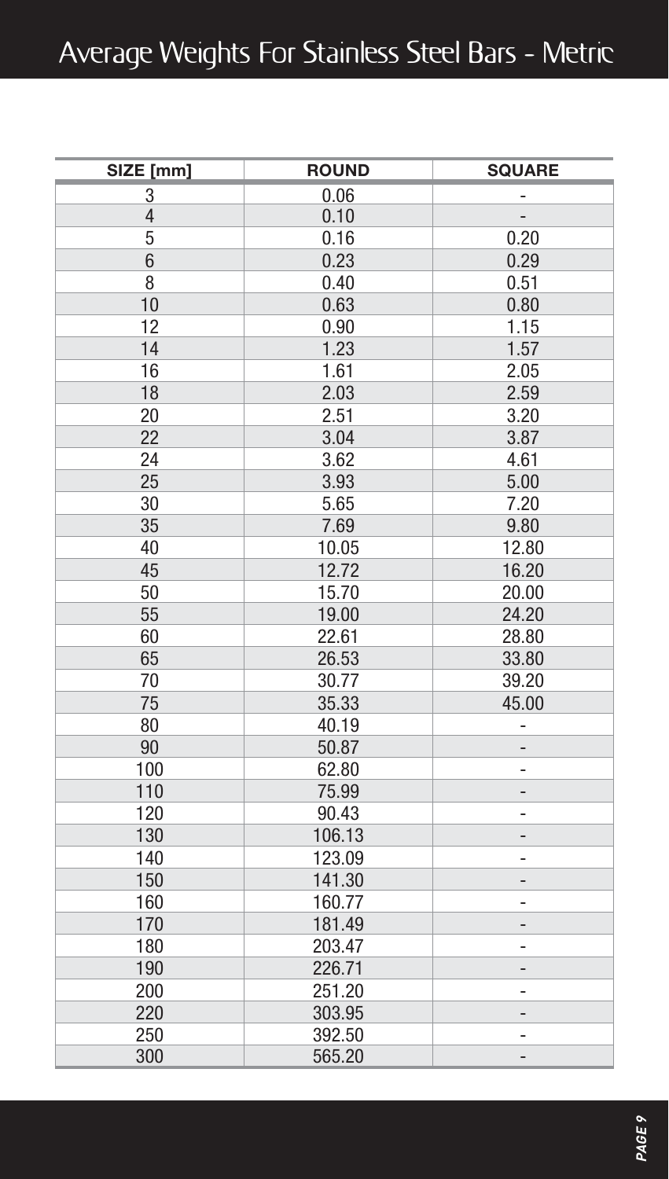# Average Weights For Stainless Steel Bars - Metric

| SIZE [mm] | ROUND | SQUARE |
|---|---|---|
| 3 | 0.06 | - |
| 4 | 0.10 | - |
| 5 | 0.16 | 0.20 |
| 6 | 0.23 | 0.29 |
| 8 | 0.40 | 0.51 |
| 10 | 0.63 | 0.80 |
| 12 | 0.90 | 1.15 |
| 14 | 1.23 | 1.57 |
| 16 | 1.61 | 2.05 |
| 18 | 2.03 | 2.59 |
| 20 | 2.51 | 3.20 |
| 22 | 3.04 | 3.87 |
| 24 | 3.62 | 4.61 |
| 25 | 3.93 | 5.00 |
| 30 | 5.65 | 7.20 |
| 35 | 7.69 | 9.80 |
| 40 | 10.05 | 12.80 |
| 45 | 12.72 | 16.20 |
| 50 | 15.70 | 20.00 |
| 55 | 19.00 | 24.20 |
| 60 | 22.61 | 28.80 |
| 65 | 26.53 | 33.80 |
| 70 | 30.77 | 39.20 |
| 75 | 35.33 | 45.00 |
| 80 | 40.19 | - |
| 90 | 50.87 | - |
| 100 | 62.80 | - |
| 110 | 75.99 | - |
| 120 | 90.43 | - |
| 130 | 106.13 | - |
| 140 | 123.09 | - |
| 150 | 141.30 | - |
| 160 | 160.77 | - |
| 170 | 181.49 | - |
| 180 | 203.47 | - |
| 190 | 226.71 | - |
| 200 | 251.20 | - |
| 220 | 303.95 | - |
| 250 | 392.50 | - |
| 300 | 565.20 | - |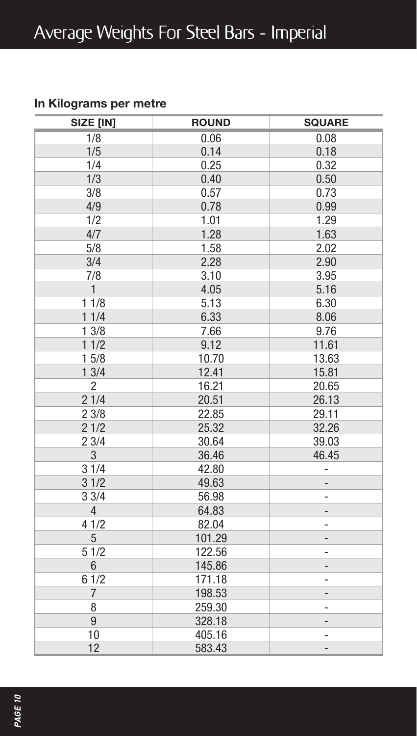# Average Weights For Steel Bars - Imperial

**In Kilograms per metre**

| SIZE [IN] | ROUND | SQUARE |
|---|---|---|
| 1/8 | 0.06 | 0.08 |
| 1/5 | 0.14 | 0.18 |
| 1/4 | 0.25 | 0.32 |
| 1/3 | 0.40 | 0.50 |
| 3/8 | 0.57 | 0.73 |
| 4/9 | 0.78 | 0.99 |
| 1/2 | 1.01 | 1.29 |
| 4/7 | 1.28 | 1.63 |
| 5/8 | 1.58 | 2.02 |
| 3/4 | 2.28 | 2.90 |
| 7/8 | 3.10 | 3.95 |
| 1 | 4.05 | 5.16 |
| 1 1/8 | 5.13 | 6.30 |
| 1 1/4 | 6.33 | 8.06 |
| 1 3/8 | 7.66 | 9.76 |
| 1 1/2 | 9.12 | 11.61 |
| 1 5/8 | 10.70 | 13.63 |
| 1 3/4 | 12.41 | 15.81 |
| 2 | 16.21 | 20.65 |
| 2 1/4 | 20.51 | 26.13 |
| 2 3/8 | 22.85 | 29.11 |
| 2 1/2 | 25.32 | 32.26 |
| 2 3/4 | 30.64 | 39.03 |
| 3 | 36.46 | 46.45 |
| 3 1/4 | 42.80 | - |
| 3 1/2 | 49.63 | - |
| 3 3/4 | 56.98 | - |
| 4 | 64.83 | - |
| 4 1/2 | 82.04 | - |
| 5 | 101.29 | - |
| 5 1/2 | 122.56 | - |
| 6 | 145.86 | - |
| 6 1/2 | 171.18 | - |
| 7 | 198.53 | - |
| 8 | 259.30 | - |
| 9 | 328.18 | - |
| 10 | 405.16 | - |
| 12 | 583.43 | - |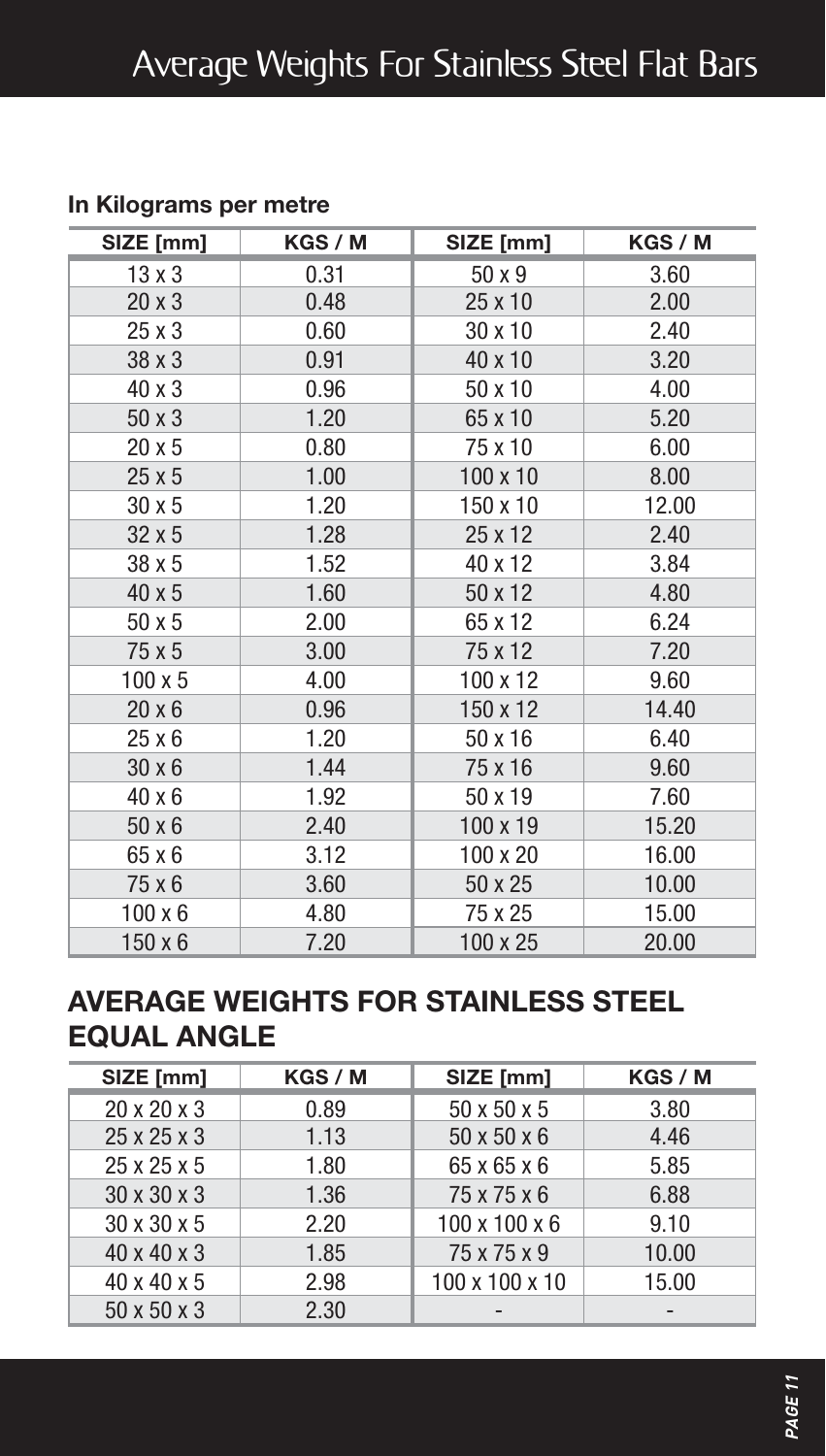# Average Weights For Stainless Steel Flat Bars

**In Kilograms per metre**

| SIZE [mm] | KGS / M | SIZE [mm] | KGS / M |
|---|---|---|---|
| 13 x 3 | 0.31 | 50 x 9 | 3.60 |
| 20 x 3 | 0.48 | 25 x 10 | 2.00 |
| 25 x 3 | 0.60 | 30 x 10 | 2.40 |
| 38 x 3 | 0.91 | 40 x 10 | 3.20 |
| 40 x 3 | 0.96 | 50 x 10 | 4.00 |
| 50 x 3 | 1.20 | 65 x 10 | 5.20 |
| 20 x 5 | 0.80 | 75 x 10 | 6.00 |
| 25 x 5 | 1.00 | 100 x 10 | 8.00 |
| 30 x 5 | 1.20 | 150 x 10 | 12.00 |
| 32 x 5 | 1.28 | 25 x 12 | 2.40 |
| 38 x 5 | 1.52 | 40 x 12 | 3.84 |
| 40 x 5 | 1.60 | 50 x 12 | 4.80 |
| 50 x 5 | 2.00 | 65 x 12 | 6.24 |
| 75 x 5 | 3.00 | 75 x 12 | 7.20 |
| 100 x 5 | 4.00 | 100 x 12 | 9.60 |
| 20 x 6 | 0.96 | 150 x 12 | 14.40 |
| 25 x 6 | 1.20 | 50 x 16 | 6.40 |
| 30 x 6 | 1.44 | 75 x 16 | 9.60 |
| 40 x 6 | 1.92 | 50 x 19 | 7.60 |
| 50 x 6 | 2.40 | 100 x 19 | 15.20 |
| 65 x 6 | 3.12 | 100 x 20 | 16.00 |
| 75 x 6 | 3.60 | 50 x 25 | 10.00 |
| 100 x 6 | 4.80 | 75 x 25 | 15.00 |
| 150 x 6 | 7.20 | 100 x 25 | 20.00 |

## AVERAGE WEIGHTS FOR STAINLESS STEEL EQUAL ANGLE

| SIZE [mm] | KGS / M | SIZE [mm] | KGS / M |
|---|---|---|---|
| 20 x 20 x 3 | 0.89 | 50 x 50 x 5 | 3.80 |
| 25 x 25 x 3 | 1.13 | 50 x 50 x 6 | 4.46 |
| 25 x 25 x 5 | 1.80 | 65 x 65 x 6 | 5.85 |
| 30 x 30 x 3 | 1.36 | 75 x 75 x 6 | 6.88 |
| 30 x 30 x 5 | 2.20 | 100 x 100 x 6 | 9.10 |
| 40 x 40 x 3 | 1.85 | 75 x 75 x 9 | 10.00 |
| 40 x 40 x 5 | 2.98 | 100 x 100 x 10 | 15.00 |
| 50 x 50 x 3 | 2.30 | - | - |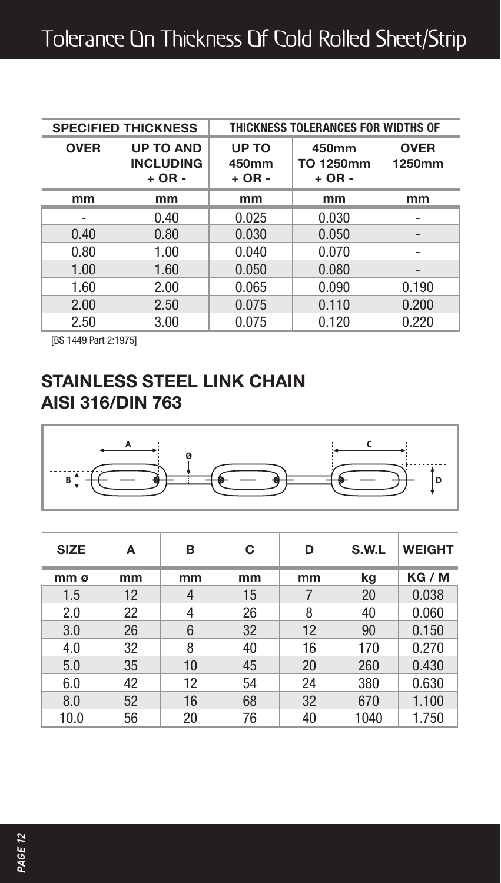# Tolerance On Thickness Of Cold Rolled Sheet/Strip

| SPECIFIED THICKNESS | | THICKNESS TOLERANCES FOR WIDTHS OF | | |
|---|---|---|---|---|
| OVER | UP TO AND INCLUDING + OR - | UP TO 450mm + OR - | 450mm TO 1250mm + OR - | OVER 1250mm |
| mm | mm | mm | mm | mm |
| - | 0.40 | 0.025 | 0.030 | - |
| 0.40 | 0.80 | 0.030 | 0.050 | - |
| 0.80 | 1.00 | 0.040 | 0.070 | - |
| 1.00 | 1.60 | 0.050 | 0.080 | - |
| 1.60 | 2.00 | 0.065 | 0.090 | 0.190 |
| 2.00 | 2.50 | 0.075 | 0.110 | 0.200 |
| 2.50 | 3.00 | 0.075 | 0.120 | 0.220 |

[BS 1449 Part 2:1975]

## STAINLESS STEEL LINK CHAIN AISI 316/DIN 763

| SIZE | A | B | C | D | S.W.L | WEIGHT |
|---|---|---|---|---|---|---|
| mm ø | mm | mm | mm | mm | kg | KG / M |
| 1.5 | 12 | 4 | 15 | 7 | 20 | 0.038 |
| 2.0 | 22 | 4 | 26 | 8 | 40 | 0.060 |
| 3.0 | 26 | 6 | 32 | 12 | 90 | 0.150 |
| 4.0 | 32 | 8 | 40 | 16 | 170 | 0.270 |
| 5.0 | 35 | 10 | 45 | 20 | 260 | 0.430 |
| 6.0 | 42 | 12 | 54 | 24 | 380 | 0.630 |
| 8.0 | 52 | 16 | 68 | 32 | 670 | 1.100 |
| 10.0 | 56 | 20 | 76 | 40 | 1040 | 1.750 |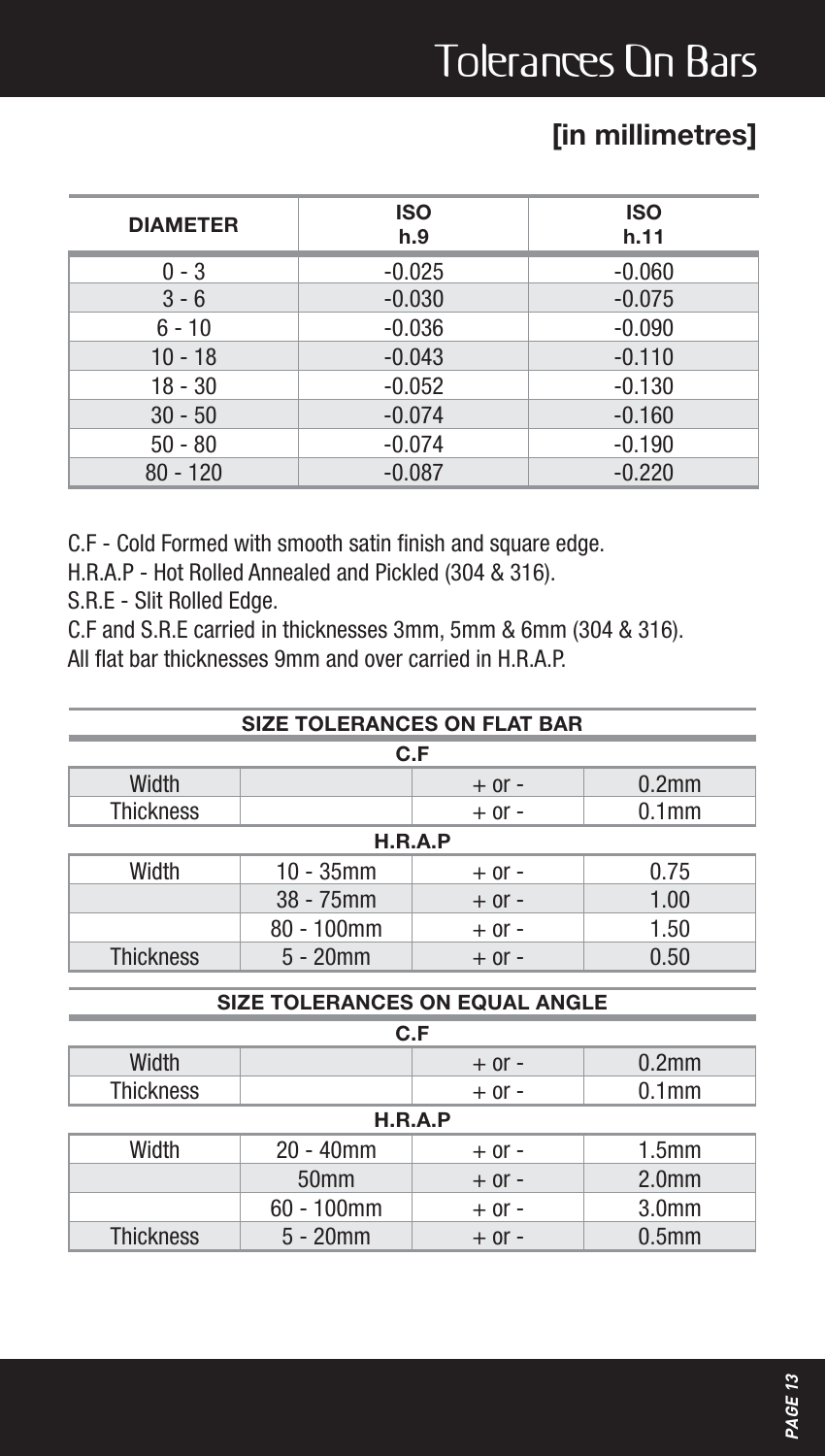# Tolerances On Bars

## [in millimetres]

| DIAMETER | ISO h.9 | ISO h.11 |
|---|---|---|
| 0 - 3 | -0.025 | -0.060 |
| 3 - 6 | -0.030 | -0.075 |
| 6 - 10 | -0.036 | -0.090 |
| 10 - 18 | -0.043 | -0.110 |
| 18 - 30 | -0.052 | -0.130 |
| 30 - 50 | -0.074 | -0.160 |
| 50 - 80 | -0.074 | -0.190 |
| 80 - 120 | -0.087 | -0.220 |

C.F - Cold Formed with smooth satin finish and square edge.
H.R.A.P - Hot Rolled Annealed and Pickled (304 & 316).
S.R.E - Slit Rolled Edge.
C.F and S.R.E carried in thicknesses 3mm, 5mm & 6mm (304 & 316).
All flat bar thicknesses 9mm and over carried in H.R.A.P.

| SIZE TOLERANCES ON FLAT BAR | | | |
|---|---|---|---|
| **C.F** | | | |
| Width | | + or - | 0.2mm |
| Thickness | | + or - | 0.1mm |
| **H.R.A.P** | | | |
| Width | 10 - 35mm | + or - | 0.75 |
| | 38 - 75mm | + or - | 1.00 |
| | 80 - 100mm | + or - | 1.50 |
| Thickness | 5 - 20mm | + or - | 0.50 |

| SIZE TOLERANCES ON EQUAL ANGLE | | | |
|---|---|---|---|
| **C.F** | | | |
| Width | | + or - | 0.2mm |
| Thickness | | + or - | 0.1mm |
| **H.R.A.P** | | | |
| Width | 20 - 40mm | + or - | 1.5mm |
| | 50mm | + or - | 2.0mm |
| | 60 - 100mm | + or - | 3.0mm |
| Thickness | 5 - 20mm | + or - | 0.5mm |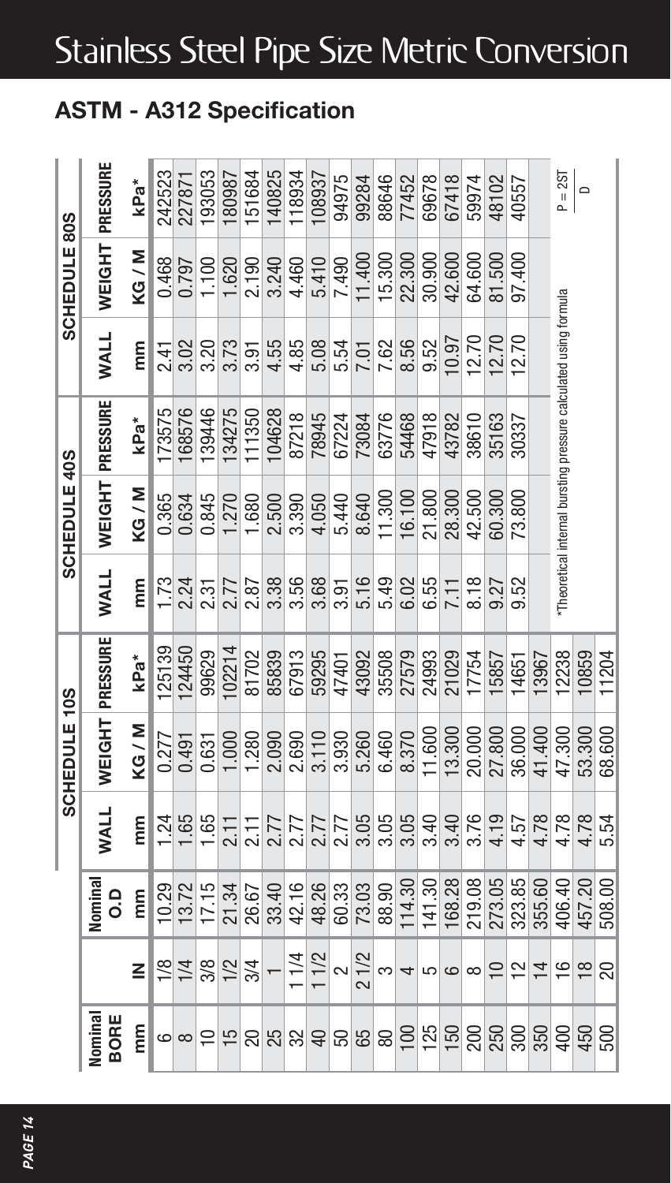# Stainless Steel Pipe Size Metric Conversion

## ASTM - A312 Specification

| Nominal BORE | | Nominal O.D | SCHEDULE 10S | | | SCHEDULE 40S | | | SCHEDULE 80S | | |
|---|---|---|---|---|---|---|---|---|---|---|---|
| mm | IN | mm | WALL mm | WEIGHT KG / M | PRESSURE kPa* | WALL mm | WEIGHT KG / M | PRESSURE kPa* | WALL mm | WEIGHT KG / M | PRESSURE kPa* |
| 6 | 1/8 | 10.29 | 1.24 | 0.277 | 125139 | 1.73 | 0.365 | 173575 | 2.41 | 0.468 | 242523 |
| 8 | 1/4 | 13.72 | 1.65 | 0.491 | 124450 | 2.24 | 0.634 | 168576 | 3.02 | 0.797 | 227871 |
| 10 | 3/8 | 17.15 | 1.65 | 0.631 | 99629 | 2.31 | 0.845 | 139446 | 3.20 | 1.100 | 193053 |
| 15 | 1/2 | 21.34 | 2.11 | 1.000 | 102214 | 2.77 | 1.270 | 134275 | 3.73 | 1.620 | 180987 |
| 20 | 3/4 | 26.67 | 2.11 | 1.280 | 81702 | 2.87 | 1.680 | 111350 | 3.91 | 2.190 | 151684 |
| 25 | 1 | 33.40 | 2.77 | 2.090 | 85839 | 3.38 | 2.500 | 104628 | 4.55 | 3.240 | 140825 |
| 32 | 1 1/4 | 42.16 | 2.77 | 2.690 | 67913 | 3.56 | 3.390 | 87218 | 4.85 | 4.460 | 118934 |
| 40 | 1 1/2 | 48.26 | 2.77 | 3.110 | 59295 | 3.68 | 4.050 | 78945 | 5.08 | 5.410 | 108937 |
| 50 | 2 | 60.33 | 2.77 | 3.930 | 47401 | 3.91 | 5.440 | 67224 | 5.54 | 7.490 | 94975 |
| 65 | 2 1/2 | 73.03 | 3.05 | 5.260 | 43092 | 5.16 | 8.640 | 73084 | 7.01 | 11.400 | 99284 |
| 80 | 3 | 88.90 | 3.05 | 6.460 | 35508 | 5.49 | 11.300 | 63776 | 7.62 | 15.300 | 88646 |
| 100 | 4 | 114.30 | 3.05 | 8.370 | 27579 | 6.02 | 16.100 | 54468 | 8.56 | 22.300 | 77452 |
| 125 | 5 | 141.30 | 3.40 | 11.600 | 24993 | 6.55 | 21.800 | 47918 | 9.52 | 30.900 | 69678 |
| 150 | 6 | 168.28 | 3.40 | 13.300 | 21029 | 7.11 | 28.300 | 43782 | 10.97 | 42.600 | 67418 |
| 200 | 8 | 219.08 | 3.76 | 20.000 | 17754 | 8.18 | 42.500 | 38610 | 12.70 | 64.600 | 59974 |
| 250 | 10 | 273.05 | 4.19 | 27.800 | 15857 | 9.27 | 60.300 | 35163 | 12.70 | 81.500 | 48102 |
| 300 | 12 | 323.85 | 4.57 | 36.000 | 14651 | 9.52 | 73.800 | 30337 | 12.70 | 97.400 | 40557 |
| 350 | 14 | 355.60 | 4.78 | 41.400 | 13967 | | | | | | |
| 400 | 16 | 406.40 | 4.78 | 47.300 | 12238 | | | | | | |
| 450 | 18 | 457.20 | 4.78 | 53.300 | 10859 | | | | | | |
| 500 | 20 | 508.00 | 5.54 | 68.600 | 11204 | | | | | | |

*Theoretical internal bursting pressure calculated using formula

$$P = \frac{2ST}{D}$$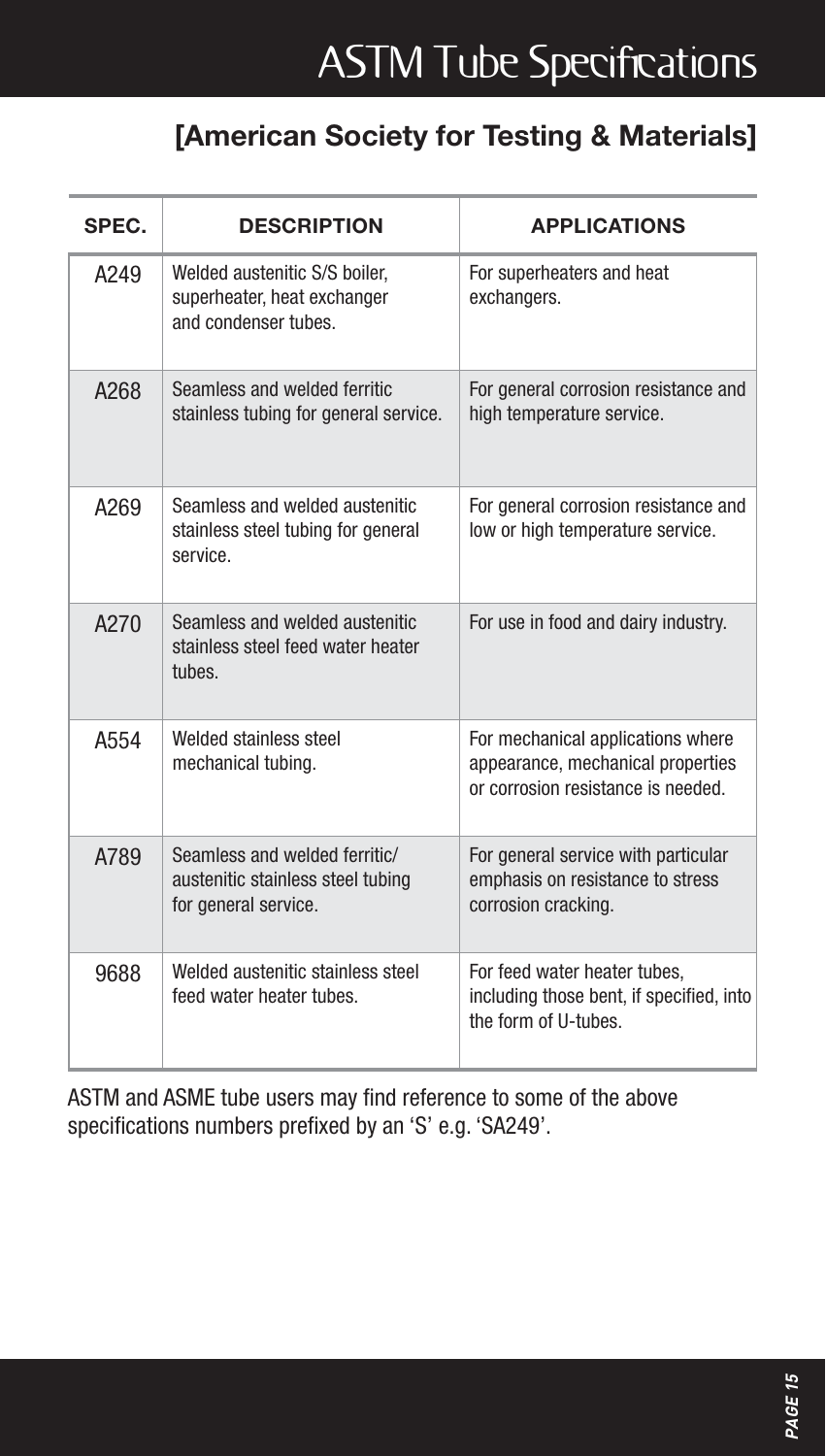# ASTM Tube Specifications

## [American Society for Testing & Materials]

| SPEC. | DESCRIPTION | APPLICATIONS |
|---|---|---|
| A249 | Welded austenitic S/S boiler, superheater, heat exchanger and condenser tubes. | For superheaters and heat exchangers. |
| A268 | Seamless and welded ferritic stainless tubing for general service. | For general corrosion resistance and high temperature service. |
| A269 | Seamless and welded austenitic stainless steel tubing for general service. | For general corrosion resistance and low or high temperature service. |
| A270 | Seamless and welded austenitic stainless steel feed water heater tubes. | For use in food and dairy industry. |
| A554 | Welded stainless steel mechanical tubing. | For mechanical applications where appearance, mechanical properties or corrosion resistance is needed. |
| A789 | Seamless and welded ferritic/austenitic stainless steel tubing for general service. | For general service with particular emphasis on resistance to stress corrosion cracking. |
| 9688 | Welded austenitic stainless steel feed water heater tubes. | For feed water heater tubes, including those bent, if specified, into the form of U-tubes. |

ASTM and ASME tube users may find reference to some of the above specifications numbers prefixed by an 'S' e.g. 'SA249'.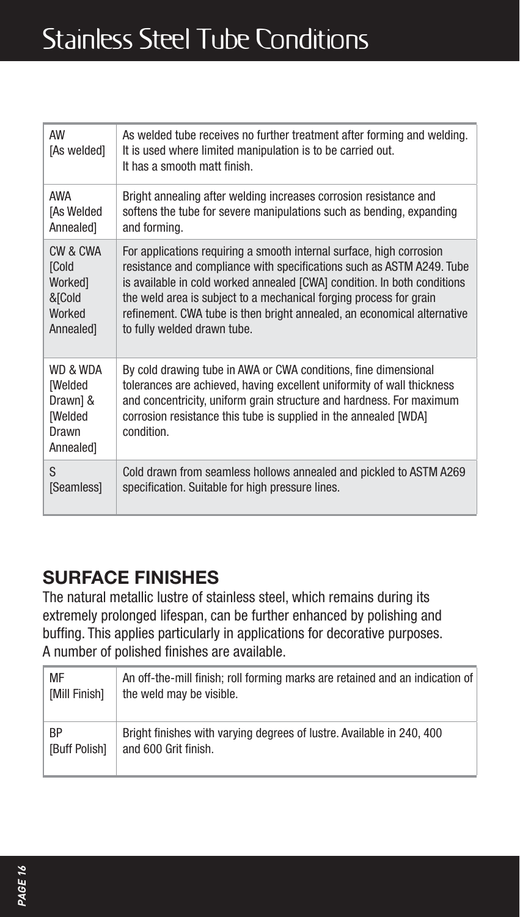# Stainless Steel Tube Conditions

| | |
|---|---|
| AW [As welded] | As welded tube receives no further treatment after forming and welding. It is used where limited manipulation is to be carried out. It has a smooth matt finish. |
| AWA [As Welded Annealed] | Bright annealing after welding increases corrosion resistance and softens the tube for severe manipulations such as bending, expanding and forming. |
| CW & CWA [Cold Worked] &[Cold Worked Annealed] | For applications requiring a smooth internal surface, high corrosion resistance and compliance with specifications such as ASTM A249. Tube is available in cold worked annealed [CWA] condition. In both conditions the weld area is subject to a mechanical forging process for grain refinement. CWA tube is then bright annealed, an economical alternative to fully welded drawn tube. |
| WD & WDA [Welded Drawn] & [Welded Drawn Annealed] | By cold drawing tube in AWA or CWA conditions, fine dimensional tolerances are achieved, having excellent uniformity of wall thickness and concentricity, uniform grain structure and hardness. For maximum corrosion resistance this tube is supplied in the annealed [WDA] condition. |
| S [Seamless] | Cold drawn from seamless hollows annealed and pickled to ASTM A269 specification. Suitable for high pressure lines. |

## SURFACE FINISHES

The natural metallic lustre of stainless steel, which remains during its extremely prolonged lifespan, can be further enhanced by polishing and buffing. This applies particularly in applications for decorative purposes. A number of polished finishes are available.

| | |
|---|---|
| MF [Mill Finish] | An off-the-mill finish; roll forming marks are retained and an indication of the weld may be visible. |
| BP [Buff Polish] | Bright finishes with varying degrees of lustre. Available in 240, 400 and 600 Grit finish. |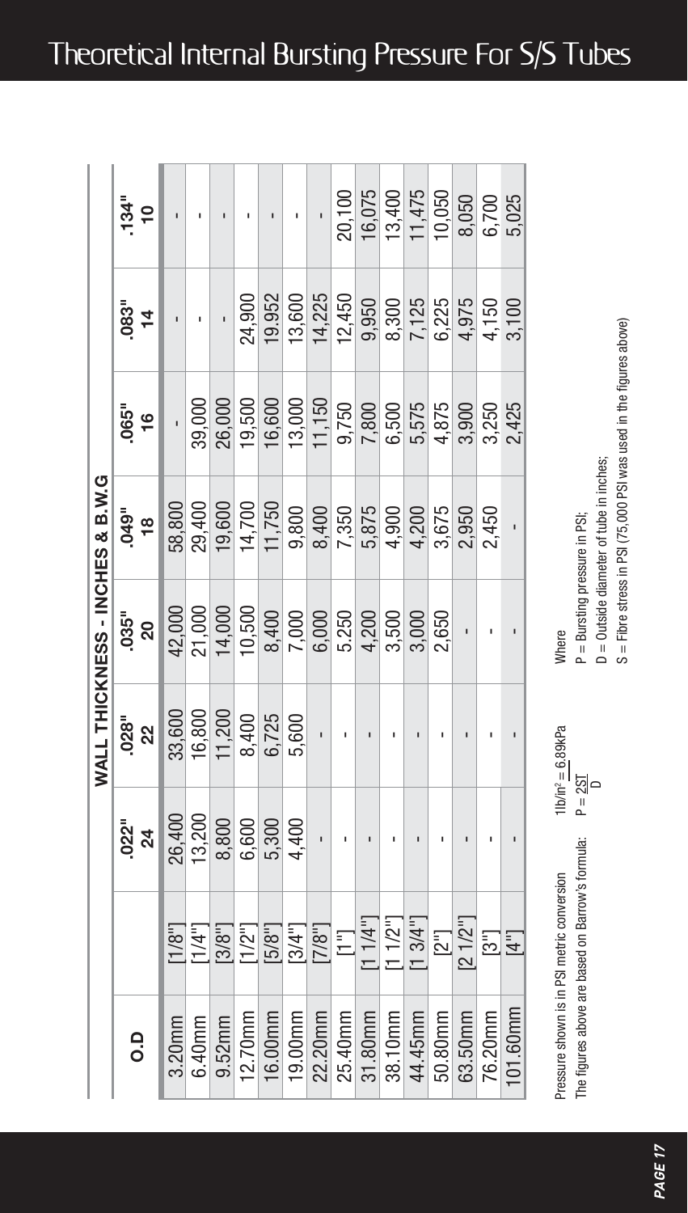# Theoretical Internal Bursting Pressure For S/S Tubes

| O.D | | WALL THICKNESS - INCHES & B.W.G | | | | | | |
|---|---|---|---|---|---|---|---|---|
| | | .022" 24 | .028" 22 | .035" 20 | .049" 18 | .065" 16 | .083" 14 | .134" 10 |
| 3.20mm | [1/8"] | 26,400 | 33,600 | 42,000 | 58,800 | - | - | - |
| 6.40mm | [1/4"] | 13,200 | 16,800 | 21,000 | 29,400 | 39,000 | - | - |
| 9.52mm | [3/8"] | 8,800 | 11,200 | 14,000 | 19,600 | 26,000 | - | - |
| 12.70mm | [1/2"] | 6,600 | 8,400 | 10,500 | 14,700 | 19,500 | 24,900 | - |
| 16.00mm | [5/8"] | 5,300 | 6,725 | 8,400 | 11,750 | 16,600 | 19.952 | - |
| 19.00mm | [3/4"] | 4,400 | 5,600 | 7,000 | 9,800 | 13,000 | 13,600 | - |
| 22.20mm | [7/8"] | - | - | 6,000 | 8,400 | 11,150 | 14,225 | - |
| 25.40mm | [1"] | - | - | 5.250 | 7,350 | 9,750 | 12,450 | 20,100 |
| 31.80mm | [1 1/4"] | - | - | 4,200 | 5,875 | 7,800 | 9,950 | 16,075 |
| 38.10mm | [1 1/2"] | - | - | 3,500 | 4,900 | 6,500 | 8,300 | 13,400 |
| 44.45mm | [1 3/4"] | - | - | 3,000 | 4,200 | 5,575 | 7,125 | 11,475 |
| 50.80mm | [2"] | - | - | 2,650 | 3,675 | 4,875 | 6,225 | 10,050 |
| 63.50mm | [2 1/2"] | - | - | - | 2,950 | 3,900 | 4,975 | 8,050 |
| 76.20mm | [3"] | - | - | - | 2,450 | 3,250 | 4,150 | 6,700 |
| 101.60mm | [4"] | - | - | - | - | 2,425 | 3,100 | 5,025 |

Pressure shown is in PSI metric conversion $1\text{lb/in}^2 = 6.89\text{kPa}$

The figures above are based on Barrow's formula: $P = \frac{2ST}{D}$

Where

P = Bursting pressure in PSI;

D = Outside diameter of tube in inches;

S = Fibre stress in PSI (75,000 PSI was used in the figures above)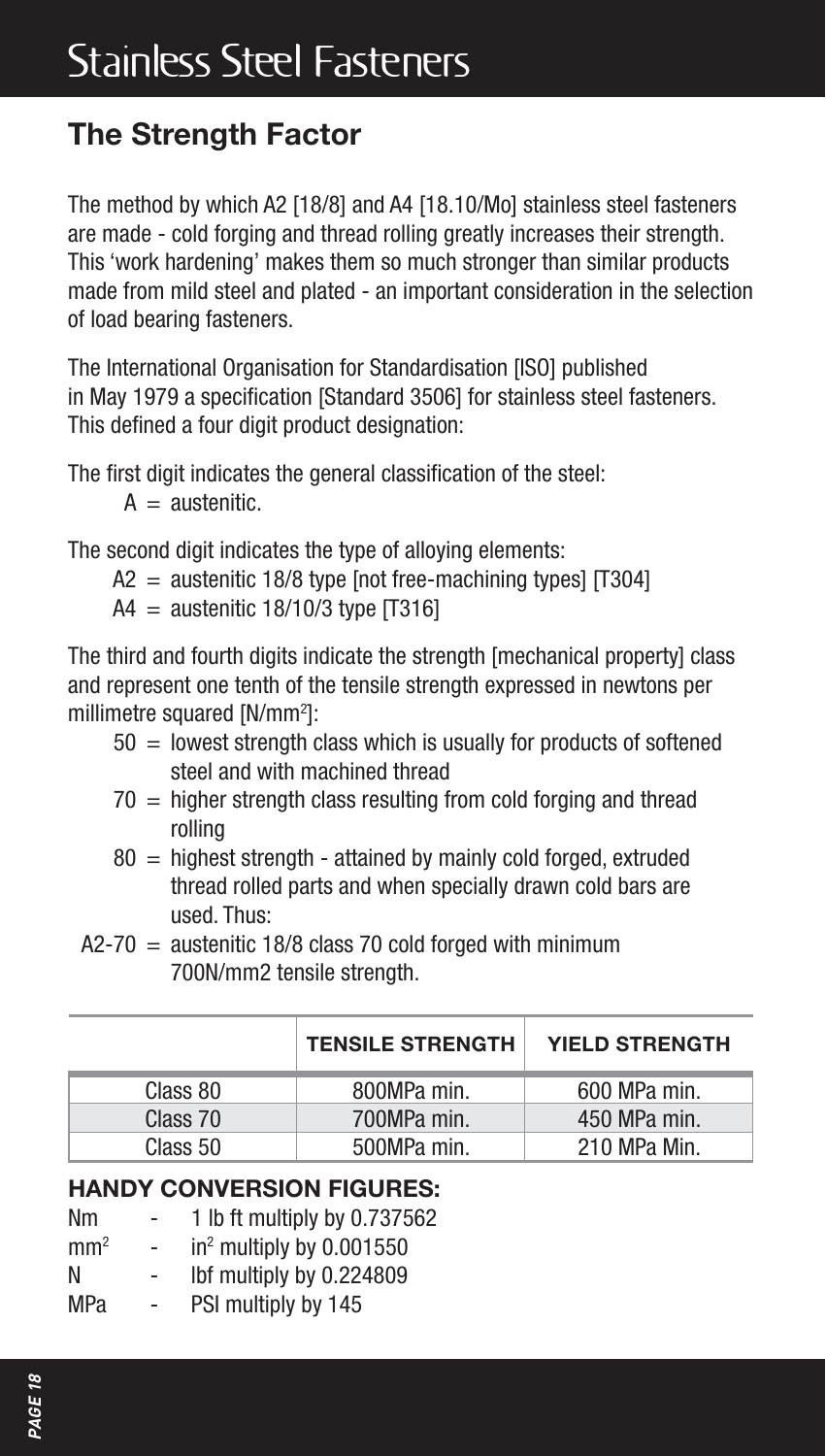# Stainless Steel Fasteners

## The Strength Factor

The method by which A2 [18/8] and A4 [18.10/Mo] stainless steel fasteners are made - cold forging and thread rolling greatly increases their strength. This 'work hardening' makes them so much stronger than similar products made from mild steel and plated - an important consideration in the selection of load bearing fasteners.

The International Organisation for Standardisation [ISO] published in May 1979 a specification [Standard 3506] for stainless steel fasteners. This defined a four digit product designation:

The first digit indicates the general classification of the steel:

A = austenitic.

The second digit indicates the type of alloying elements:

A2 = austenitic 18/8 type [not free-machining types] [T304]

A4 = austenitic 18/10/3 type [T316]

The third and fourth digits indicate the strength [mechanical property] class and represent one tenth of the tensile strength expressed in newtons per millimetre squared [N/$mm^2$]:

50 = lowest strength class which is usually for products of softened steel and with machined thread

70 = higher strength class resulting from cold forging and thread rolling

80 = highest strength - attained by mainly cold forged, extruded thread rolled parts and when specially drawn cold bars are used. Thus:

A2-70 = austenitic 18/8 class 70 cold forged with minimum 700N/mm2 tensile strength.

| | TENSILE STRENGTH | YIELD STRENGTH |
|---|---|---|
| Class 80 | 800MPa min. | 600 MPa min. |
| Class 70 | 700MPa min. | 450 MPa min. |
| Class 50 | 500MPa min. | 210 MPa Min. |

### HANDY CONVERSION FIGURES:

Nm - 1 lb ft multiply by 0.737562

$mm^2$ - $in^2$ multiply by 0.001550

N - lbf multiply by 0.224809

MPa - PSI multiply by 145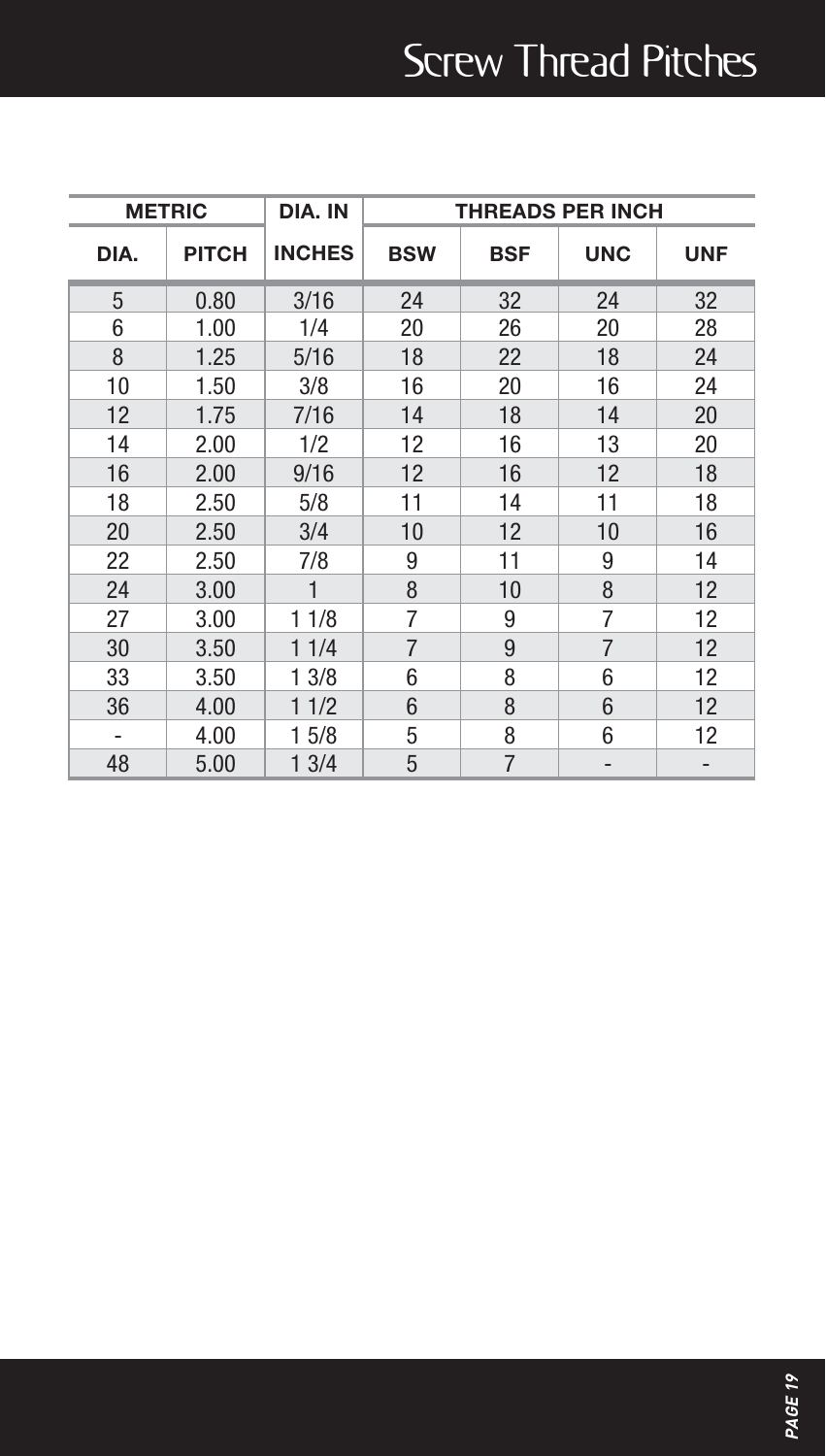# Screw Thread Pitches

| METRIC | | DIA. IN | THREADS PER INCH | | | |
|---|---|---|---|---|---|---|
| DIA. | PITCH | INCHES | BSW | BSF | UNC | UNF |
| 5 | 0.80 | 3/16 | 24 | 32 | 24 | 32 |
| 6 | 1.00 | 1/4 | 20 | 26 | 20 | 28 |
| 8 | 1.25 | 5/16 | 18 | 22 | 18 | 24 |
| 10 | 1.50 | 3/8 | 16 | 20 | 16 | 24 |
| 12 | 1.75 | 7/16 | 14 | 18 | 14 | 20 |
| 14 | 2.00 | 1/2 | 12 | 16 | 13 | 20 |
| 16 | 2.00 | 9/16 | 12 | 16 | 12 | 18 |
| 18 | 2.50 | 5/8 | 11 | 14 | 11 | 18 |
| 20 | 2.50 | 3/4 | 10 | 12 | 10 | 16 |
| 22 | 2.50 | 7/8 | 9 | 11 | 9 | 14 |
| 24 | 3.00 | 1 | 8 | 10 | 8 | 12 |
| 27 | 3.00 | 1 1/8 | 7 | 9 | 7 | 12 |
| 30 | 3.50 | 1 1/4 | 7 | 9 | 7 | 12 |
| 33 | 3.50 | 1 3/8 | 6 | 8 | 6 | 12 |
| 36 | 4.00 | 1 1/2 | 6 | 8 | 6 | 12 |
| - | 4.00 | 1 5/8 | 5 | 8 | 6 | 12 |
| 48 | 5.00 | 1 3/4 | 5 | 7 | - | - |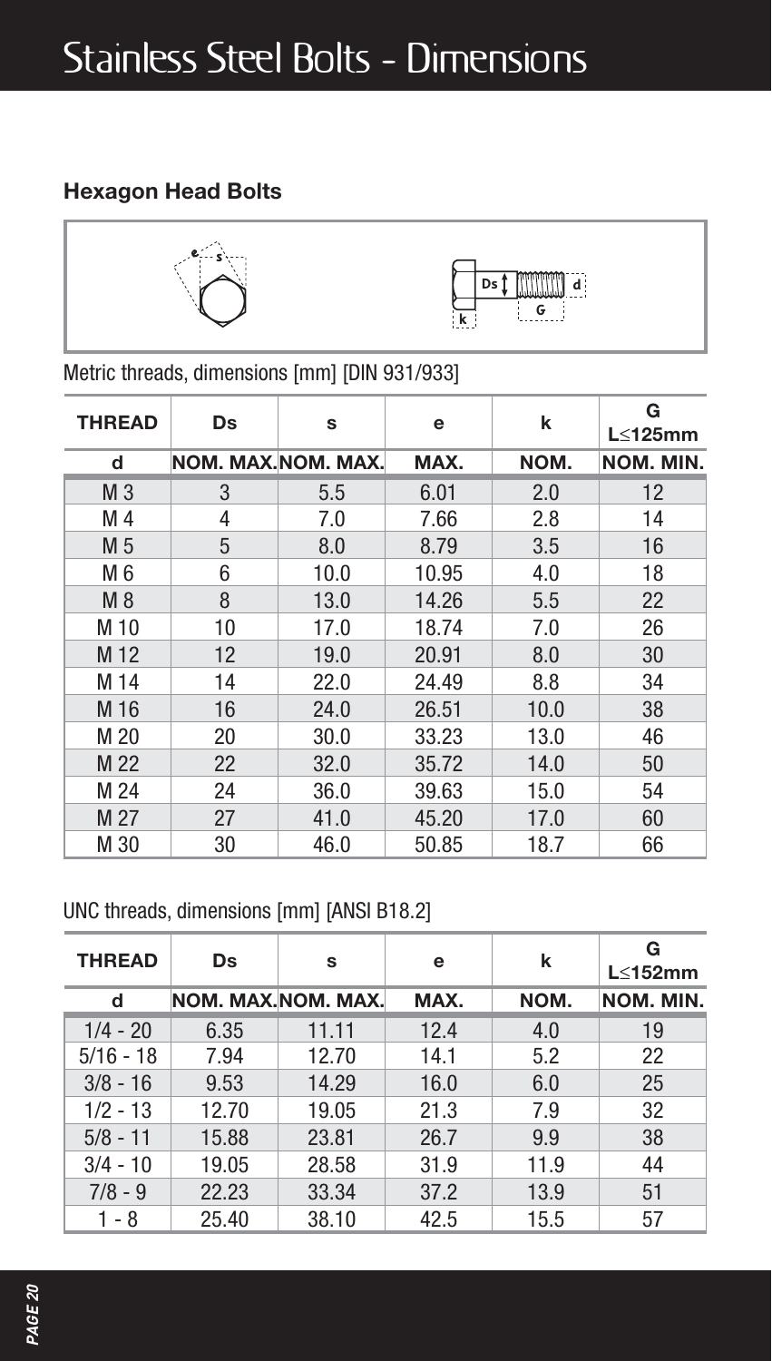# Stainless Steel Bolts - Dimensions

### Hexagon Head Bolts

Metric threads, dimensions [mm] [DIN 931/933]

| THREAD | Ds | s | e | k | G L≤125mm |
|---|---|---|---|---|---|
| d | NOM. MAX. | NOM. MAX. | MAX. | NOM. | NOM. MIN. |
| M 3 | 3 | 5.5 | 6.01 | 2.0 | 12 |
| M 4 | 4 | 7.0 | 7.66 | 2.8 | 14 |
| M 5 | 5 | 8.0 | 8.79 | 3.5 | 16 |
| M 6 | 6 | 10.0 | 10.95 | 4.0 | 18 |
| M 8 | 8 | 13.0 | 14.26 | 5.5 | 22 |
| M 10 | 10 | 17.0 | 18.74 | 7.0 | 26 |
| M 12 | 12 | 19.0 | 20.91 | 8.0 | 30 |
| M 14 | 14 | 22.0 | 24.49 | 8.8 | 34 |
| M 16 | 16 | 24.0 | 26.51 | 10.0 | 38 |
| M 20 | 20 | 30.0 | 33.23 | 13.0 | 46 |
| M 22 | 22 | 32.0 | 35.72 | 14.0 | 50 |
| M 24 | 24 | 36.0 | 39.63 | 15.0 | 54 |
| M 27 | 27 | 41.0 | 45.20 | 17.0 | 60 |
| M 30 | 30 | 46.0 | 50.85 | 18.7 | 66 |

UNC threads, dimensions [mm] [ANSI B18.2]

| THREAD | Ds | s | e | k | G L≤152mm |
|---|---|---|---|---|---|
| d | NOM. MAX. | NOM. MAX. | MAX. | NOM. | NOM. MIN. |
| 1/4 - 20 | 6.35 | 11.11 | 12.4 | 4.0 | 19 |
| 5/16 - 18 | 7.94 | 12.70 | 14.1 | 5.2 | 22 |
| 3/8 - 16 | 9.53 | 14.29 | 16.0 | 6.0 | 25 |
| 1/2 - 13 | 12.70 | 19.05 | 21.3 | 7.9 | 32 |
| 5/8 - 11 | 15.88 | 23.81 | 26.7 | 9.9 | 38 |
| 3/4 - 10 | 19.05 | 28.58 | 31.9 | 11.9 | 44 |
| 7/8 - 9 | 22.23 | 33.34 | 37.2 | 13.9 | 51 |
| 1 - 8 | 25.40 | 38.10 | 42.5 | 15.5 | 57 |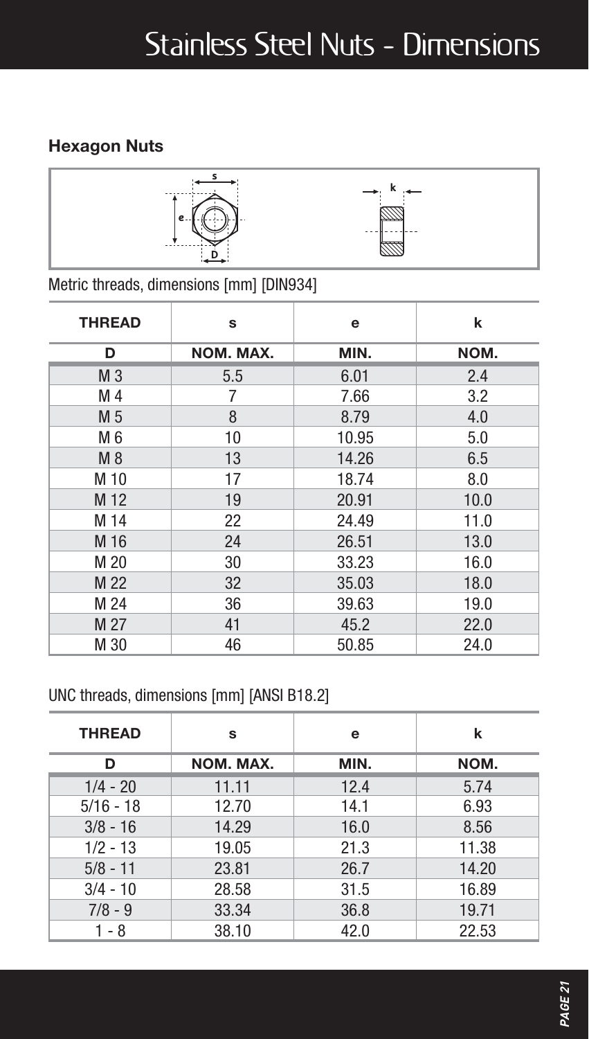# Stainless Steel Nuts - Dimensions

## Hexagon Nuts

Metric threads, dimensions [mm] [DIN934]

| THREAD | s | e | k |
|---|---|---|---|
| D | NOM. MAX. | MIN. | NOM. |
| M 3 | 5.5 | 6.01 | 2.4 |
| M 4 | 7 | 7.66 | 3.2 |
| M 5 | 8 | 8.79 | 4.0 |
| M 6 | 10 | 10.95 | 5.0 |
| M 8 | 13 | 14.26 | 6.5 |
| M 10 | 17 | 18.74 | 8.0 |
| M 12 | 19 | 20.91 | 10.0 |
| M 14 | 22 | 24.49 | 11.0 |
| M 16 | 24 | 26.51 | 13.0 |
| M 20 | 30 | 33.23 | 16.0 |
| M 22 | 32 | 35.03 | 18.0 |
| M 24 | 36 | 39.63 | 19.0 |
| M 27 | 41 | 45.2 | 22.0 |
| M 30 | 46 | 50.85 | 24.0 |

UNC threads, dimensions [mm] [ANSI B18.2]

| THREAD | s | e | k |
|---|---|---|---|
| D | NOM. MAX. | MIN. | NOM. |
| 1/4 - 20 | 11.11 | 12.4 | 5.74 |
| 5/16 - 18 | 12.70 | 14.1 | 6.93 |
| 3/8 - 16 | 14.29 | 16.0 | 8.56 |
| 1/2 - 13 | 19.05 | 21.3 | 11.38 |
| 5/8 - 11 | 23.81 | 26.7 | 14.20 |
| 3/4 - 10 | 28.58 | 31.5 | 16.89 |
| 7/8 - 9 | 33.34 | 36.8 | 19.71 |
| 1 - 8 | 38.10 | 42.0 | 22.53 |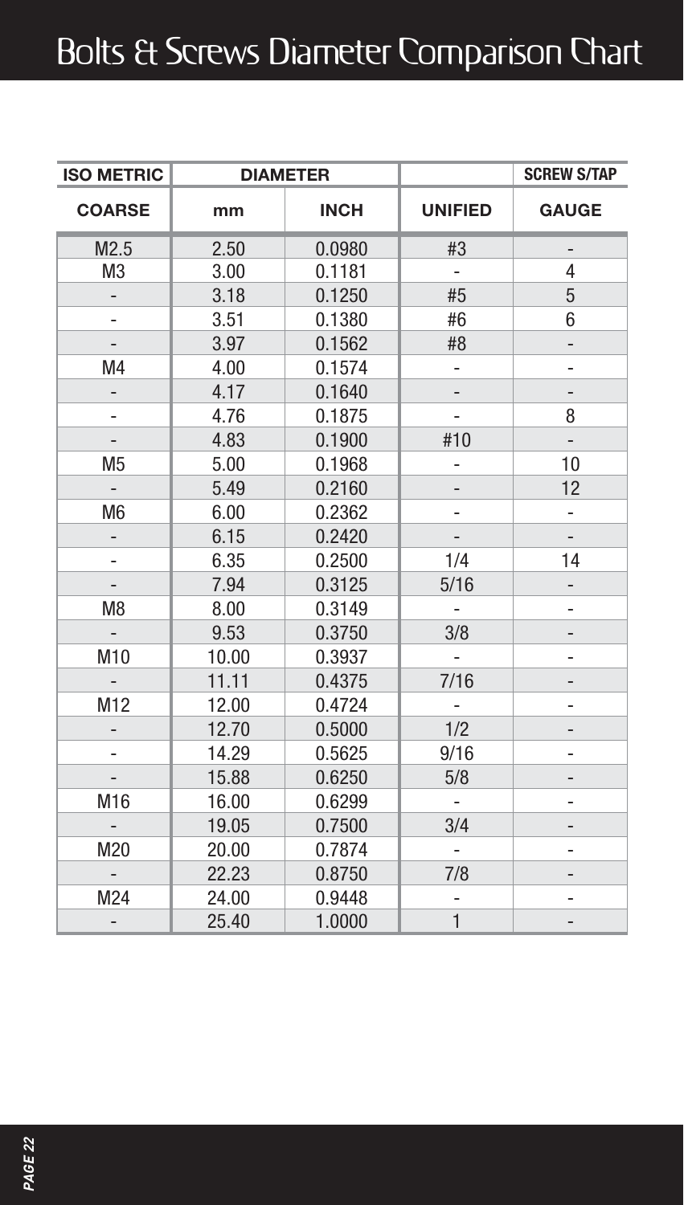# Bolts & Screws Diameter Comparison Chart

| ISO METRIC | DIAMETER | | | SCREW S/TAP |
|---|---|---|---|---|
| COARSE | mm | INCH | UNIFIED | GAUGE |
| M2.5 | 2.50 | 0.0980 | #3 | - |
| M3 | 3.00 | 0.1181 | - | 4 |
| - | 3.18 | 0.1250 | #5 | 5 |
| - | 3.51 | 0.1380 | #6 | 6 |
| - | 3.97 | 0.1562 | #8 | - |
| M4 | 4.00 | 0.1574 | - | - |
| - | 4.17 | 0.1640 | - | - |
| - | 4.76 | 0.1875 | - | 8 |
| - | 4.83 | 0.1900 | #10 | - |
| M5 | 5.00 | 0.1968 | - | 10 |
| - | 5.49 | 0.2160 | - | 12 |
| M6 | 6.00 | 0.2362 | - | - |
| - | 6.15 | 0.2420 | - | - |
| - | 6.35 | 0.2500 | 1/4 | 14 |
| - | 7.94 | 0.3125 | 5/16 | - |
| M8 | 8.00 | 0.3149 | - | - |
| - | 9.53 | 0.3750 | 3/8 | - |
| M10 | 10.00 | 0.3937 | - | - |
| - | 11.11 | 0.4375 | 7/16 | - |
| M12 | 12.00 | 0.4724 | - | - |
| - | 12.70 | 0.5000 | 1/2 | - |
| - | 14.29 | 0.5625 | 9/16 | - |
| - | 15.88 | 0.6250 | 5/8 | - |
| M16 | 16.00 | 0.6299 | - | - |
| - | 19.05 | 0.7500 | 3/4 | - |
| M20 | 20.00 | 0.7874 | - | - |
| - | 22.23 | 0.8750 | 7/8 | - |
| M24 | 24.00 | 0.9448 | - | - |
| - | 25.40 | 1.0000 | 1 | - |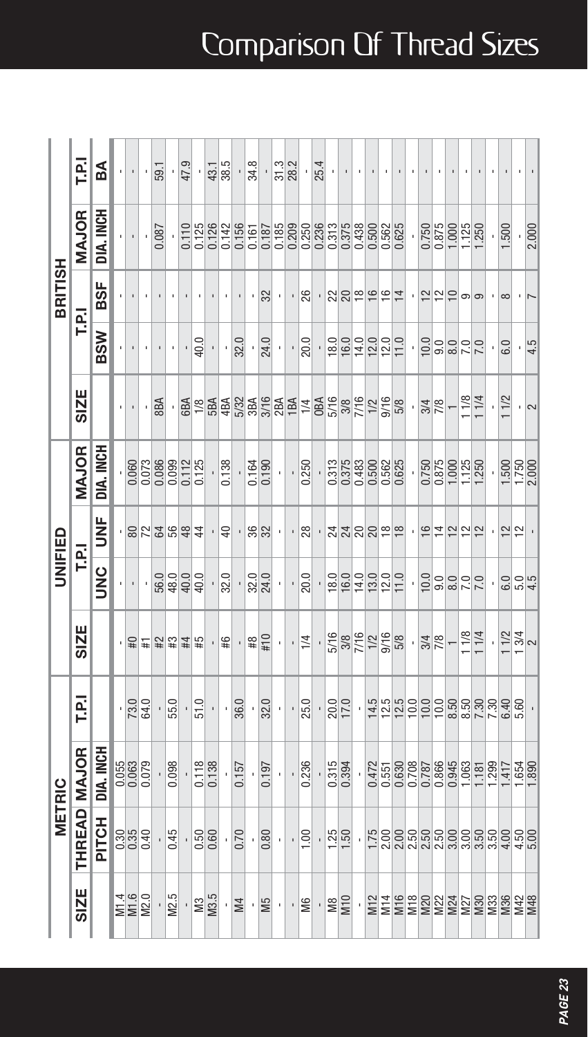# Comparison Of Thread Sizes

| METRIC | | | | UNIFIED | | | | BRITISH | | | | |
|---|---|---|---|---|---|---|---|---|---|---|---|---|
| SIZE | THREAD | MAJOR | T.P.I | SIZE | T.P.I | | MAJOR | SIZE | T.P.I | | MAJOR | T.P.I |
| | PITCH | DIA. INCH | | | UNC | UNF | DIA. INCH | | BSW | BSF | DIA. INCH | BA |
| M1.4 | 0.30 | 0.055 | - | - | - | - | - | - | - | - | - | - |
| M1.6 | 0.35 | 0.063 | 73.0 | #0 | - | 80 | 0.060 | - | - | - | - | - |
| M2.0 | 0.40 | 0.079 | 64.0 | #1 | - | 72 | 0.073 | - | - | - | - | - |
| - | - | - | - | #2 | 56.0 | 64 | 0.086 | 8BA | - | - | 0.087 | 59.1 |
| M2.5 | 0.45 | 0.098 | 55.0 | #3 | 48.0 | 56 | 0.099 | - | - | - | - | - |
| - | - | - | - | #4 | 40.0 | 48 | 0.112 | 6BA | - | - | 0.110 | 47.9 |
| M3 | 0.50 | 0.118 | 51.0 | #5 | 40.0 | 44 | 0.125 | 1/8 | 40.0 | - | 0.125 | - |
| M3.5 | 0.60 | 0.138 | - | - | - | - | - | 5BA | - | - | 0.126 | 43.1 |
| - | - | - | - | #6 | 32.0 | 40 | 0.138 | 4BA | - | - | 0.142 | 38.5 |
| M4 | 0.70 | 0.157 | 36.0 | - | - | - | - | 5/32 | 32.0 | - | 0.156 | - |
| - | - | - | - | #8 | 32.0 | 36 | 0.164 | 3BA | - | - | 0.161 | 34.8 |
| M5 | 0.80 | 0.197 | 32.0 | #10 | 24.0 | 32 | 0.190 | 3/16 | 24.0 | 32 | 0.187 | - |
| - | - | - | - | - | - | - | - | 2BA | - | - | 0.185 | 31.3 |
| - | - | - | - | - | - | - | - | 1BA | - | - | 0.209 | 28.2 |
| M6 | 1.00 | 0.236 | 25.0 | 1/4 | 20.0 | 28 | 0.250 | 1/4 | 20.0 | 26 | 0.250 | - |
| - | - | - | - | - | - | - | - | 0BA | - | - | 0.236 | 25.4 |
| M8 | 1.25 | 0.315 | 20.0 | 5/16 | 18.0 | 24 | 0.313 | 5/16 | 18.0 | 22 | 0.313 | - |
| M10 | 1.50 | 0.394 | 17.0 | 3/8 | 16.0 | 24 | 0.375 | 3/8 | 16.0 | 20 | 0.375 | - |
| - | - | - | - | 7/16 | 14.0 | 20 | 0.483 | 7/16 | 14.0 | 18 | 0.438 | - |
| M12 | 1.75 | 0.472 | 14.5 | 1/2 | 13.0 | 20 | 0.500 | 1/2 | 12.0 | 16 | 0.500 | - |
| M14 | 2.00 | 0.551 | 12.5 | 9/16 | 12.0 | 18 | 0.562 | 9/16 | 12.0 | 16 | 0.562 | - |
| M16 | 2.00 | 0.630 | 12.5 | 5/8 | 11.0 | 18 | 0.625 | 5/8 | 11.0 | 14 | 0.625 | - |
| M18 | 2.50 | 0.708 | 10.0 | - | - | - | - | - | - | - | - | - |
| M20 | 2.50 | 0.787 | 10.0 | 3/4 | 10.0 | 16 | 0.750 | 3/4 | 10.0 | 12 | 0.750 | - |
| M22 | 2.50 | 0.866 | 10.0 | 7/8 | 9.0 | 14 | 0.875 | 7/8 | 9.0 | 12 | 0.875 | - |
| M24 | 3.00 | 0.945 | 8.50 | 1 | 8.0 | 12 | 1.000 | 1 | 8.0 | 10 | 1.000 | - |
| M27 | 3.00 | 1.063 | 8.50 | 1 1/8 | 7.0 | 12 | 1.125 | 1 1/8 | 7.0 | 9 | 1.125 | - |
| M30 | 3.50 | 1.181 | 7.30 | 1 1/4 | 7.0 | 12 | 1.250 | 1 1/4 | 7.0 | 9 | 1.250 | - |
| M33 | 3.50 | 1.299 | 7.30 | - | - | - | - | - | - | - | - | - |
| M36 | 4.00 | 1.417 | 6.40 | 1 1/2 | 6.0 | 12 | 1.500 | 1 1/2 | 6.0 | 8 | 1.500 | - |
| M42 | 4.50 | 1.654 | 5.60 | 1 3/4 | 5.0 | 12 | 1.750 | - | - | - | - | - |
| M48 | 5.00 | 1.890 | - | 2 | 4.5 | - | 2.000 | 2 | 4.5 | 7 | 2.000 | - |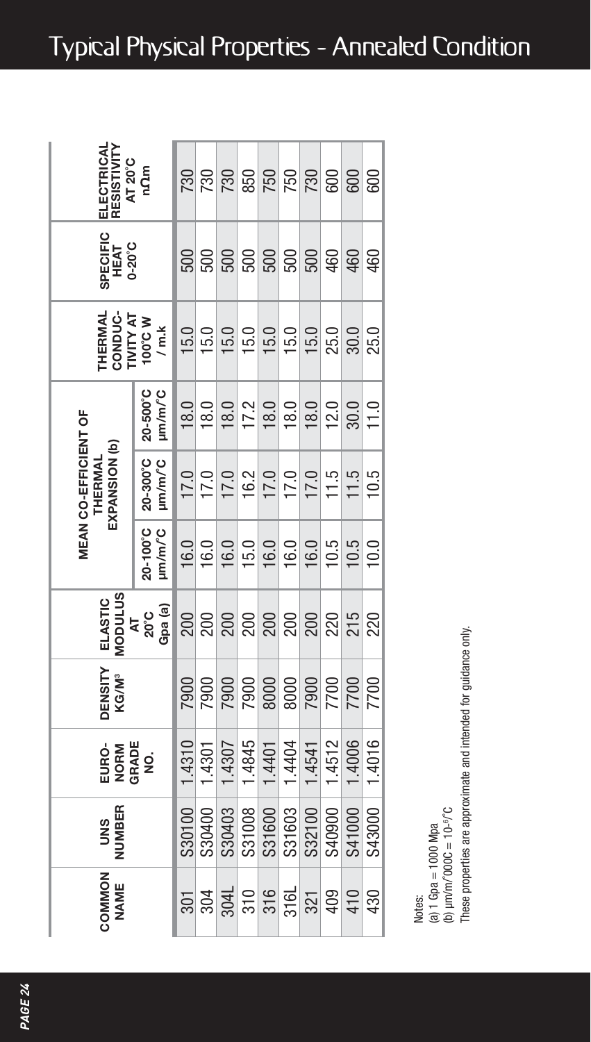# Typical Physical Properties - Annealed Condition

| COMMON NAME | UNS NUMBER | EURO-NORM GRADE NO. | DENSITY KG/M³ | ELASTIC MODULUS AT 20°C Gpa (a) | MEAN CO-EFFICIENT OF THERMAL EXPANSION (b) | | | THERMAL CONDUCTIVITY AT 100°C W / m.k | SPECIFIC HEAT 0-20°C | ELECTRICAL RESISTIVITY AT 20°C nΩm |
|---|---|---|---|---|---|---|---|---|---|---|
| | | | | | 20-100°C µm/m/°C | 20-300°C µm/m/°C | 20-500°C µm/m/°C | | | |
| 301 | S30100 | 1.4310 | 7900 | 200 | 16.0 | 17.0 | 18.0 | 15.0 | 500 | 730 |
| 304 | S30400 | 1.4301 | 7900 | 200 | 16.0 | 17.0 | 18.0 | 15.0 | 500 | 730 |
| 304L | S30403 | 1.4307 | 7900 | 200 | 16.0 | 17.0 | 18.0 | 15.0 | 500 | 730 |
| 310 | S31008 | 1.4845 | 7900 | 200 | 15.0 | 16.2 | 17.2 | 15.0 | 500 | 850 |
| 316 | S31600 | 1.4401 | 8000 | 200 | 16.0 | 17.0 | 18.0 | 15.0 | 500 | 750 |
| 316L | S31603 | 1.4404 | 8000 | 200 | 16.0 | 17.0 | 18.0 | 15.0 | 500 | 750 |
| 321 | S32100 | 1.4541 | 7900 | 200 | 16.0 | 17.0 | 18.0 | 15.0 | 500 | 730 |
| 409 | S40900 | 1.4512 | 7700 | 220 | 10.5 | 11.5 | 12.0 | 25.0 | 460 | 600 |
| 410 | S41000 | 1.4006 | 7700 | 215 | 10.5 | 11.5 | 30.0 | 30.0 | 460 | 600 |
| 430 | S43000 | 1.4016 | 7700 | 220 | 10.0 | 10.5 | 11.0 | 25.0 | 460 | 600 |

Notes:
(a) 1 Gpa = 1000 Mpa
(b) µm/m/°000C = $10^{-6}$/°C
These properties are approximate and intended for guidance only.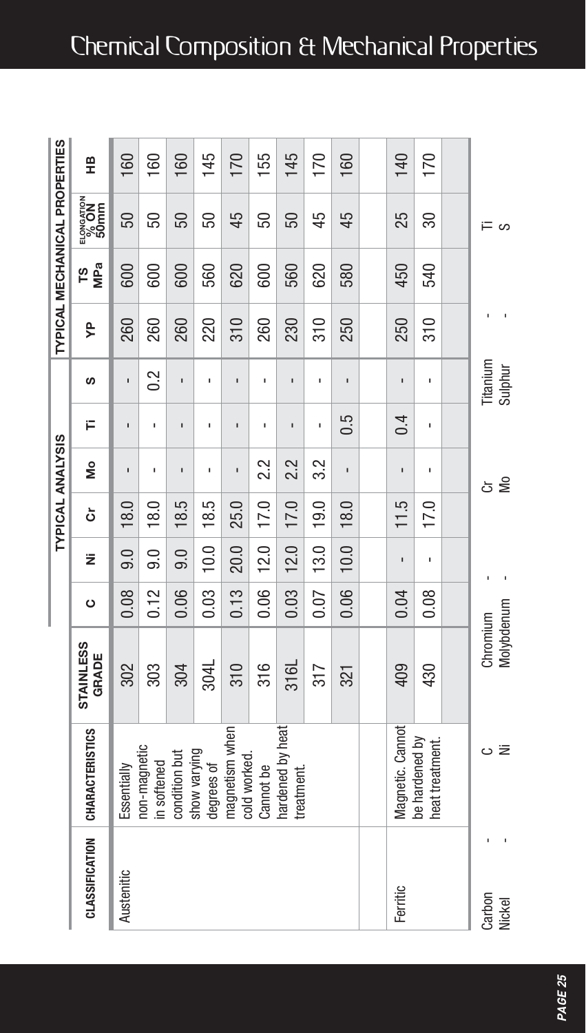# Chemical Composition & Mechanical Properties

| CLASSIFICATION | CHARACTERISTICS | STAINLESS GRADE | TYPICAL ANALYSIS | | | | | | TYPICAL MECHANICAL PROPERTIES | | | |
|---|---|---|---|---|---|---|---|---|---|---|---|---|
| | | | C | Ni | Cr | Mo | Ti | S | YP | TS MPa | ELONGATION % ON 50mm | HB |
| Austenitic | Essentially non-magnetic in softened condition but show varying degrees of magnetism when cold worked. Cannot be hardened by heat treatment. | 302 | 0.08 | 9.0 | 18.0 | - | - | - | 260 | 600 | 50 | 160 |
| | | 303 | 0.12 | 9.0 | 18.0 | - | - | 0.2 | 260 | 600 | 50 | 160 |
| | | 304 | 0.06 | 9.0 | 18.5 | - | - | - | 260 | 600 | 50 | 160 |
| | | 304L | 0.03 | 10.0 | 18.5 | - | - | - | 220 | 560 | 50 | 145 |
| | | 310 | 0.13 | 20.0 | 25.0 | - | - | - | 310 | 620 | 45 | 170 |
| | | 316 | 0.06 | 12.0 | 17.0 | 2.2 | - | - | 260 | 600 | 50 | 155 |
| | | 316L | 0.03 | 12.0 | 17.0 | 2.2 | - | - | 230 | 560 | 50 | 145 |
| | | 317 | 0.07 | 13.0 | 19.0 | 3.2 | - | - | 310 | 620 | 45 | 170 |
| | | 321 | 0.06 | 10.0 | 18.0 | - | 0.5 | - | 250 | 580 | 45 | 160 |
| Ferritic | Magnetic. Cannot be hardened by heat treatment. | 409 | 0.04 | - | 11.5 | - | 0.4 | - | 250 | 450 | 25 | 140 |
| | | 430 | 0.08 | - | 17.0 | - | - | - | 310 | 540 | 30 | 170 |

Carbon - C
Nickel - Ni
Chromium - Cr
Molybdenum - Mo
Titanium - Ti
Sulphur - S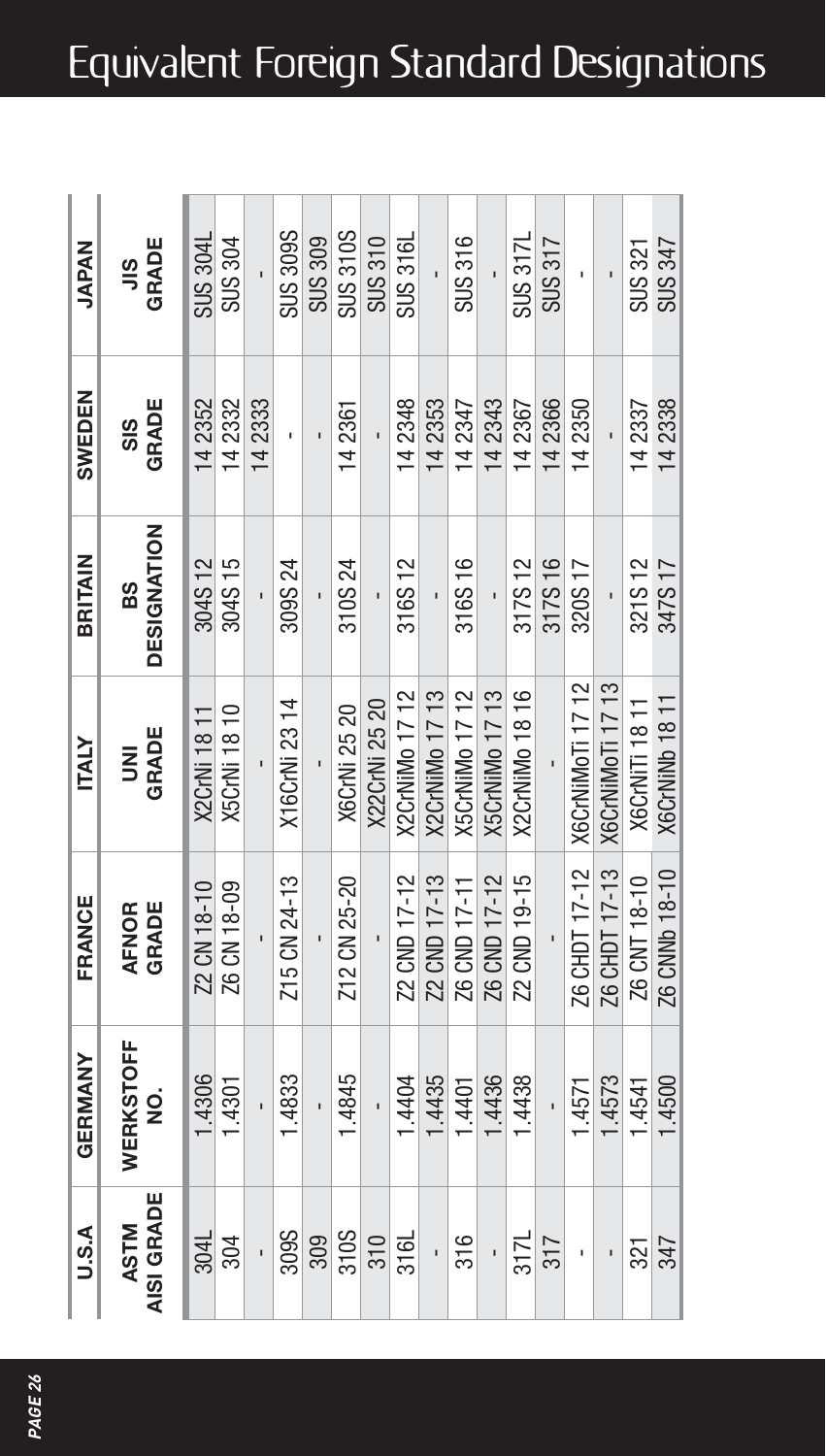# Equivalent Foreign Standard Designations

| U.S.A | GERMANY | FRANCE | ITALY | BRITAIN | SWEDEN | JAPAN |
|---|---|---|---|---|---|---|
| ASTM AISI GRADE | WERKSTOFF NO. | AFNOR GRADE | UNI GRADE | BS DESIGNATION | SIS GRADE | JIS GRADE |
| 304L | 1.4306 | Z2 CN 18-10 | X2CrNi 18 11 | 304S 12 | 14 2352 | SUS 304L |
| 304 | 1.4301 | Z6 CN 18-09 | X5CrNi 18 10 | 304S 15 | 14 2332 | SUS 304 |
| - | - | - | - | - | 14 2333 | - |
| 309S | 1.4833 | Z15 CN 24-13 | X16CrNi 23 14 | 309S 24 | - | SUS 309S |
| 309 | - | - | - | - | - | SUS 309 |
| 310S | 1.4845 | Z12 CN 25-20 | X6CrNi 25 20 | 310S 24 | 14 2361 | SUS 310S |
| 310 | - | - | X22CrNi 25 20 | - | - | SUS 310 |
| 316L | 1.4404 | Z2 CND 17-12 | X2CrNiMo 17 12 | 316S 12 | 14 2348 | SUS 316L |
| - | 1.4435 | Z2 CND 17-13 | X2CrNiMo 17 13 | - | 14 2353 | - |
| 316 | 1.4401 | Z6 CND 17-11 | X5CrNiMo 17 12 | 316S 16 | 14 2347 | SUS 316 |
| - | 1.4436 | Z6 CND 17-12 | X5CrNiMo 17 13 | - | 14 2343 | - |
| 317L | 1.4438 | Z2 CND 19-15 | X2CrNiMo 18 16 | 317S 12 | 14 2367 | SUS 317L |
| 317 | - | - | - | 317S 16 | 14 2366 | SUS 317 |
| - | 1.4571 | Z6 CHDT 17-12 | X6CrNiMoTi 17 12 | 320S 17 | 14 2350 | - |
| - | 1.4573 | Z6 CHDT 17-13 | X6CrNiMoTi 17 13 | - | - | - |
| 321 | 1.4541 | Z6 CNT 18-10 | X6CrNiTi 18 11 | 321S 12 | 14 2337 | SUS 321 |
| 347 | 1.4500 | Z6 CNNb 18-10 | X6CrNiNb 18 11 | 347S 17 | 14 2338 | SUS 347 |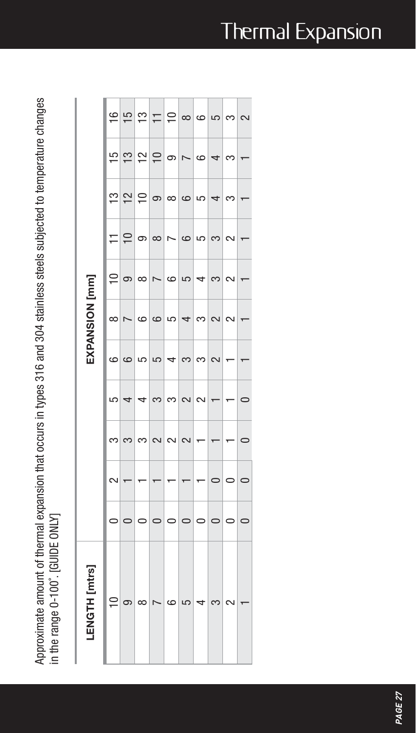# Thermal Expansion

Approximate amount of thermal expansion that occurs in types 316 and 304 stainless steels subjected to temperature changes in the range 0-100°. [GUIDE ONLY]

| LENGTH [mtrs] | EXPANSION [mm] | | | | | | | | | | |
|---|---|---|---|---|---|---|---|---|---|---|---|
| 10 | 0 | 2 | 3 | 5 | 6 | 8 | 10 | 11 | 13 | 15 | 16 |
| 9 | 0 | 1 | 3 | 4 | 6 | 7 | 9 | 10 | 12 | 13 | 15 |
| 8 | 0 | 1 | 3 | 4 | 5 | 6 | 8 | 9 | 10 | 12 | 13 |
| 7 | 0 | 1 | 2 | 3 | 5 | 6 | 7 | 8 | 9 | 10 | 11 |
| 6 | 0 | 1 | 2 | 3 | 4 | 5 | 6 | 7 | 8 | 9 | 10 |
| 5 | 0 | 1 | 2 | 2 | 3 | 4 | 5 | 6 | 6 | 7 | 8 |
| 4 | 0 | 1 | 1 | 2 | 3 | 3 | 4 | 5 | 5 | 6 | 6 |
| 3 | 0 | 0 | 1 | 1 | 2 | 2 | 3 | 3 | 4 | 4 | 5 |
| 2 | 0 | 0 | 1 | 1 | 1 | 2 | 2 | 2 | 3 | 3 | 3 |
| 1 | 0 | 0 | 0 | 0 | 1 | 1 | 1 | 1 | 1 | 1 | 2 |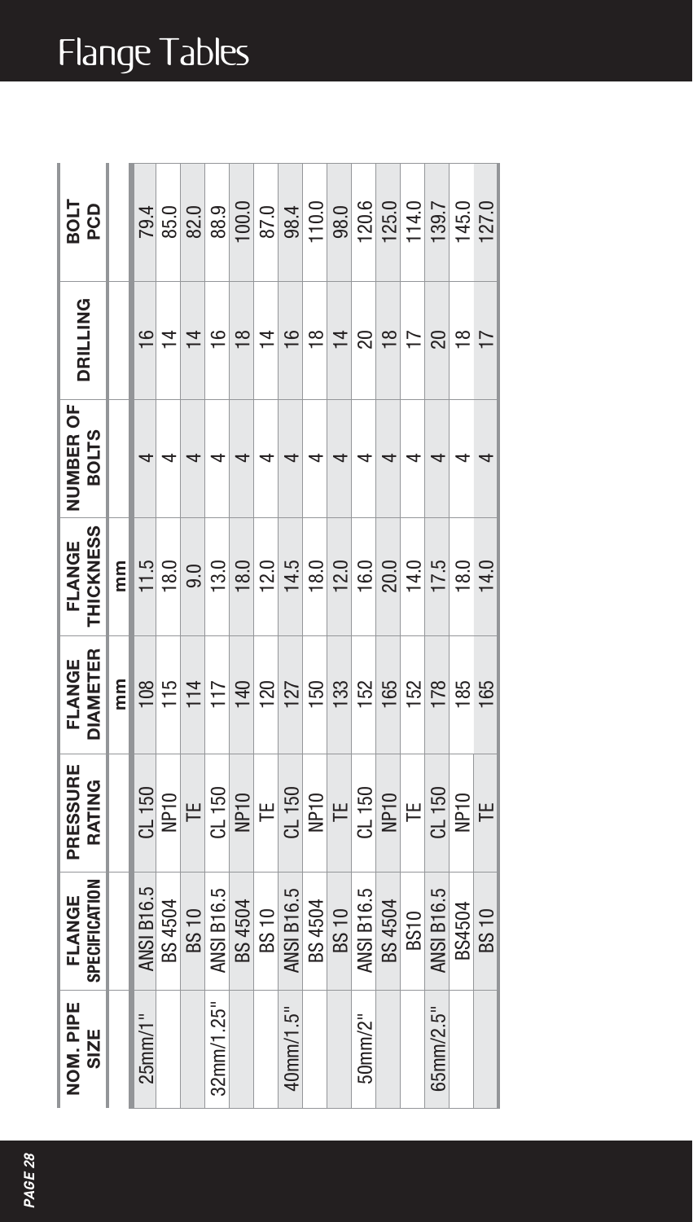# Flange Tables

| NOM. PIPE SIZE | FLANGE SPECIFICATION | PRESSURE RATING | FLANGE DIAMETER | FLANGE THICKNESS | NUMBER OF BOLTS | DRILLING | BOLT PCD |
|---|---|---|---|---|---|---|---|
| | | | mm | mm | | | |
| 25mm/1" | ANSI B16.5 | CL 150 | 108 | 11.5 | 4 | 16 | 79.4 |
| | BS 4504 | NP10 | 115 | 18.0 | 4 | 14 | 85.0 |
| | BS 10 | TE | 114 | 9.0 | 4 | 14 | 82.0 |
| 32mm/1.25" | ANSI B16.5 | CL 150 | 117 | 13.0 | 4 | 16 | 88.9 |
| | BS 4504 | NP10 | 140 | 18.0 | 4 | 18 | 100.0 |
| | BS 10 | TE | 120 | 12.0 | 4 | 14 | 87.0 |
| 40mm/1.5" | ANSI B16.5 | CL 150 | 127 | 14.5 | 4 | 16 | 98.4 |
| | BS 4504 | NP10 | 150 | 18.0 | 4 | 18 | 110.0 |
| | BS 10 | TE | 133 | 12.0 | 4 | 14 | 98.0 |
| 50mm/2" | ANSI B16.5 | CL 150 | 152 | 16.0 | 4 | 20 | 120.6 |
| | BS 4504 | NP10 | 165 | 20.0 | 4 | 18 | 125.0 |
| | BS10 | TE | 152 | 14.0 | 4 | 17 | 114.0 |
| 65mm/2.5" | ANSI B16.5 | CL 150 | 178 | 17.5 | 4 | 20 | 139.7 |
| | BS4504 | NP10 | 185 | 18.0 | 4 | 18 | 145.0 |
| | BS 10 | TE | 165 | 14.0 | 4 | 17 | 127.0 |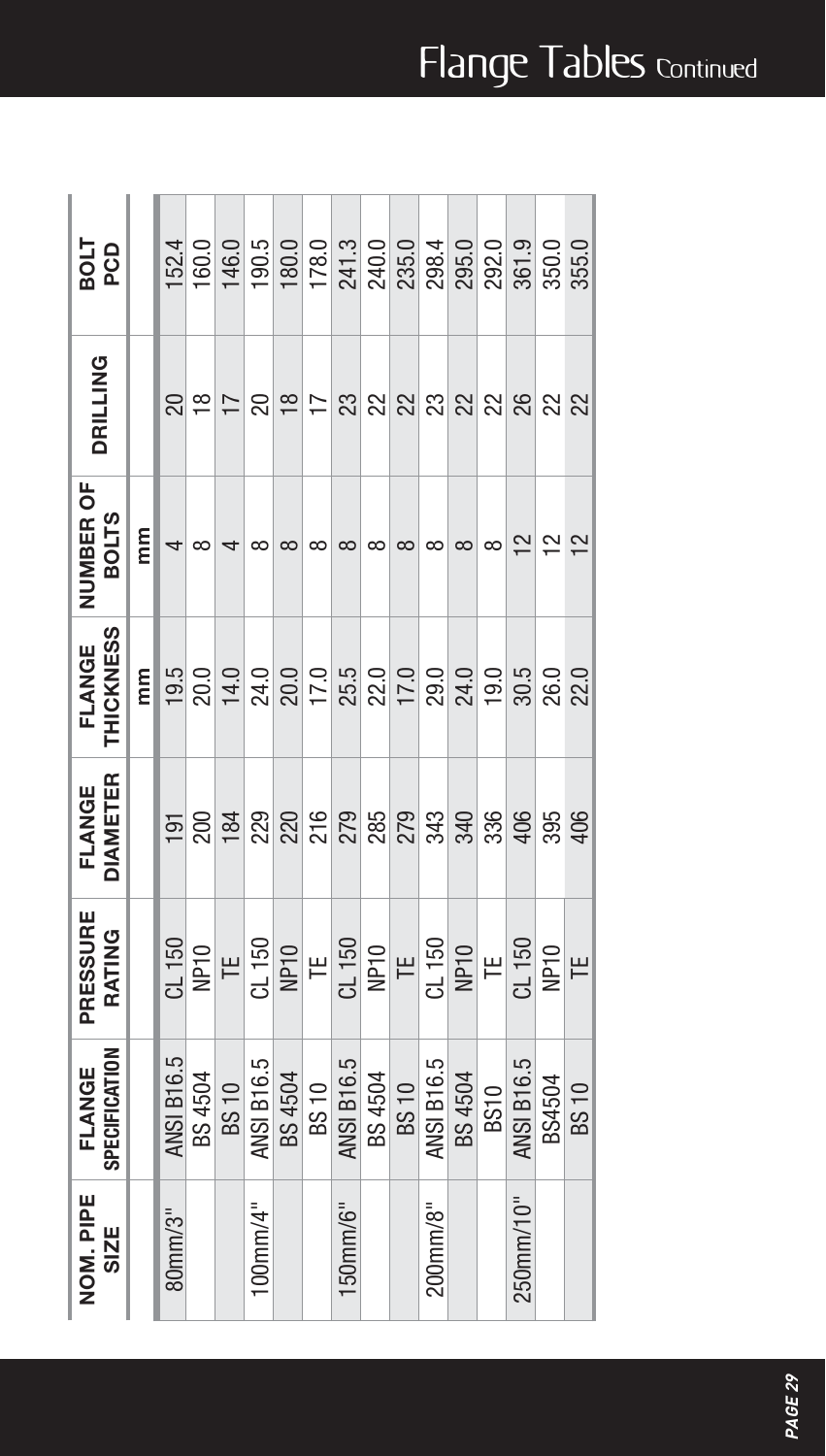# Flange Tables Continued

| NOM. PIPE SIZE | FLANGE SPECIFICATION | PRESSURE RATING | FLANGE DIAMETER | FLANGE THICKNESS | NUMBER OF BOLTS | DRILLING | BOLT PCD |
|---|---|---|---|---|---|---|---|
| | | | | mm | mm | | |
| 80mm/3" | ANSI B16.5 | CL 150 | 191 | 19.5 | 4 | 20 | 152.4 |
| | BS 4504 | NP10 | 200 | 20.0 | 8 | 18 | 160.0 |
| | BS 10 | TE | 184 | 14.0 | 4 | 17 | 146.0 |
| 100mm/4" | ANSI B16.5 | CL 150 | 229 | 24.0 | 8 | 20 | 190.5 |
| | BS 4504 | NP10 | 220 | 20.0 | 8 | 18 | 180.0 |
| | BS 10 | TE | 216 | 17.0 | 8 | 17 | 178.0 |
| 150mm/6" | ANSI B16.5 | CL 150 | 279 | 25.5 | 8 | 23 | 241.3 |
| | BS 4504 | NP10 | 285 | 22.0 | 8 | 22 | 240.0 |
| | BS 10 | TE | 279 | 17.0 | 8 | 22 | 235.0 |
| 200mm/8" | ANSI B16.5 | CL 150 | 343 | 29.0 | 8 | 23 | 298.4 |
| | BS 4504 | NP10 | 340 | 24.0 | 8 | 22 | 295.0 |
| | BS10 | TE | 336 | 19.0 | 8 | 22 | 292.0 |
| 250mm/10" | ANSI B16.5 | CL 150 | 406 | 30.5 | 12 | 26 | 361.9 |
| | BS4504 | NP10 | 395 | 26.0 | 12 | 22 | 350.0 |
| | BS 10 | TE | 406 | 22.0 | 12 | 22 | 355.0 |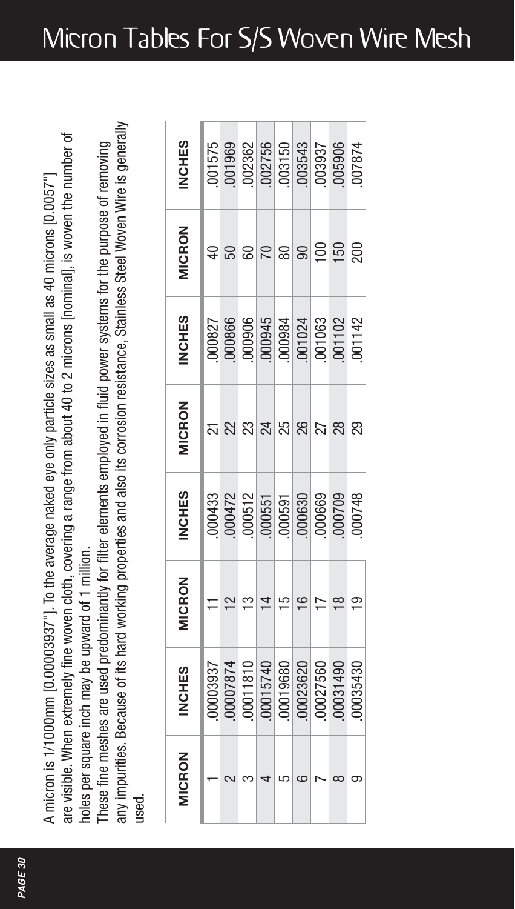# Micron Tables For S/S Woven Wire Mesh

A micron is 1/1000mm [0.00003937"]. To the average naked eye only particle sizes as small as 40 microns [0.0057"] are visible. When extremely fine woven cloth, covering a range from about 40 to 2 microns [nominal], is woven the number of holes per square inch may be upward of 1 million.

These fine meshes are used predominantly for filter elements employed in fluid power systems for the purpose of removing any impurities. Because of its hard working properties and also its corrosion resistance, Stainless Steel Woven Wire is generally used.

| MICRON | INCHES | MICRON | INCHES | MICRON | INCHES | MICRON | INCHES |
|---|---|---|---|---|---|---|---|
| 1 | .00003937 | 11 | .000433 | 21 | .000827 | 40 | .001575 |
| 2 | .00007874 | 12 | .000472 | 22 | .000866 | 50 | .001969 |
| 3 | .00011810 | 13 | .000512 | 23 | .000906 | 60 | .002362 |
| 4 | .00015740 | 14 | .000551 | 24 | .000945 | 70 | .002756 |
| 5 | .00019680 | 15 | .000591 | 25 | .000984 | 80 | .003150 |
| 6 | .00023620 | 16 | .000630 | 26 | .001024 | 90 | .003543 |
| 7 | .00027560 | 17 | .000669 | 27 | .001063 | 100 | .003937 |
| 8 | .00031490 | 18 | .000709 | 28 | .001102 | 150 | .005906 |
| 9 | .00035430 | 19 | .000748 | 29 | .001142 | 200 | .007874 |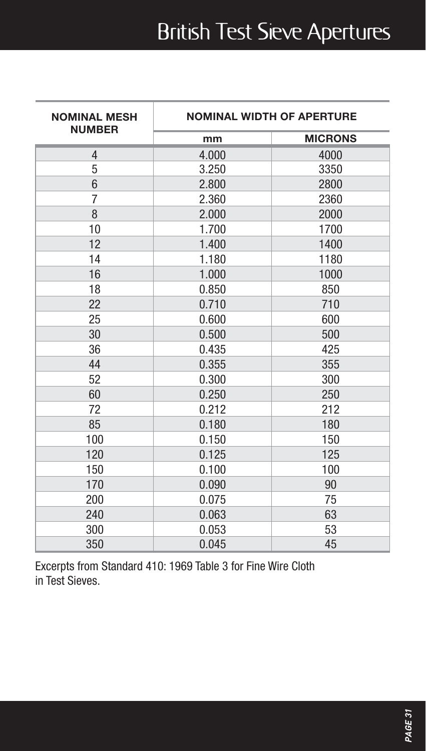# British Test Sieve Apertures

| NOMINAL MESH NUMBER | NOMINAL WIDTH OF APERTURE | |
|---|---|---|
| | mm | MICRONS |
| 4 | 4.000 | 4000 |
| 5 | 3.250 | 3350 |
| 6 | 2.800 | 2800 |
| 7 | 2.360 | 2360 |
| 8 | 2.000 | 2000 |
| 10 | 1.700 | 1700 |
| 12 | 1.400 | 1400 |
| 14 | 1.180 | 1180 |
| 16 | 1.000 | 1000 |
| 18 | 0.850 | 850 |
| 22 | 0.710 | 710 |
| 25 | 0.600 | 600 |
| 30 | 0.500 | 500 |
| 36 | 0.435 | 425 |
| 44 | 0.355 | 355 |
| 52 | 0.300 | 300 |
| 60 | 0.250 | 250 |
| 72 | 0.212 | 212 |
| 85 | 0.180 | 180 |
| 100 | 0.150 | 150 |
| 120 | 0.125 | 125 |
| 150 | 0.100 | 100 |
| 170 | 0.090 | 90 |
| 200 | 0.075 | 75 |
| 240 | 0.063 | 63 |
| 300 | 0.053 | 53 |
| 350 | 0.045 | 45 |

Excerpts from Standard 410: 1969 Table 3 for Fine Wire Cloth in Test Sieves.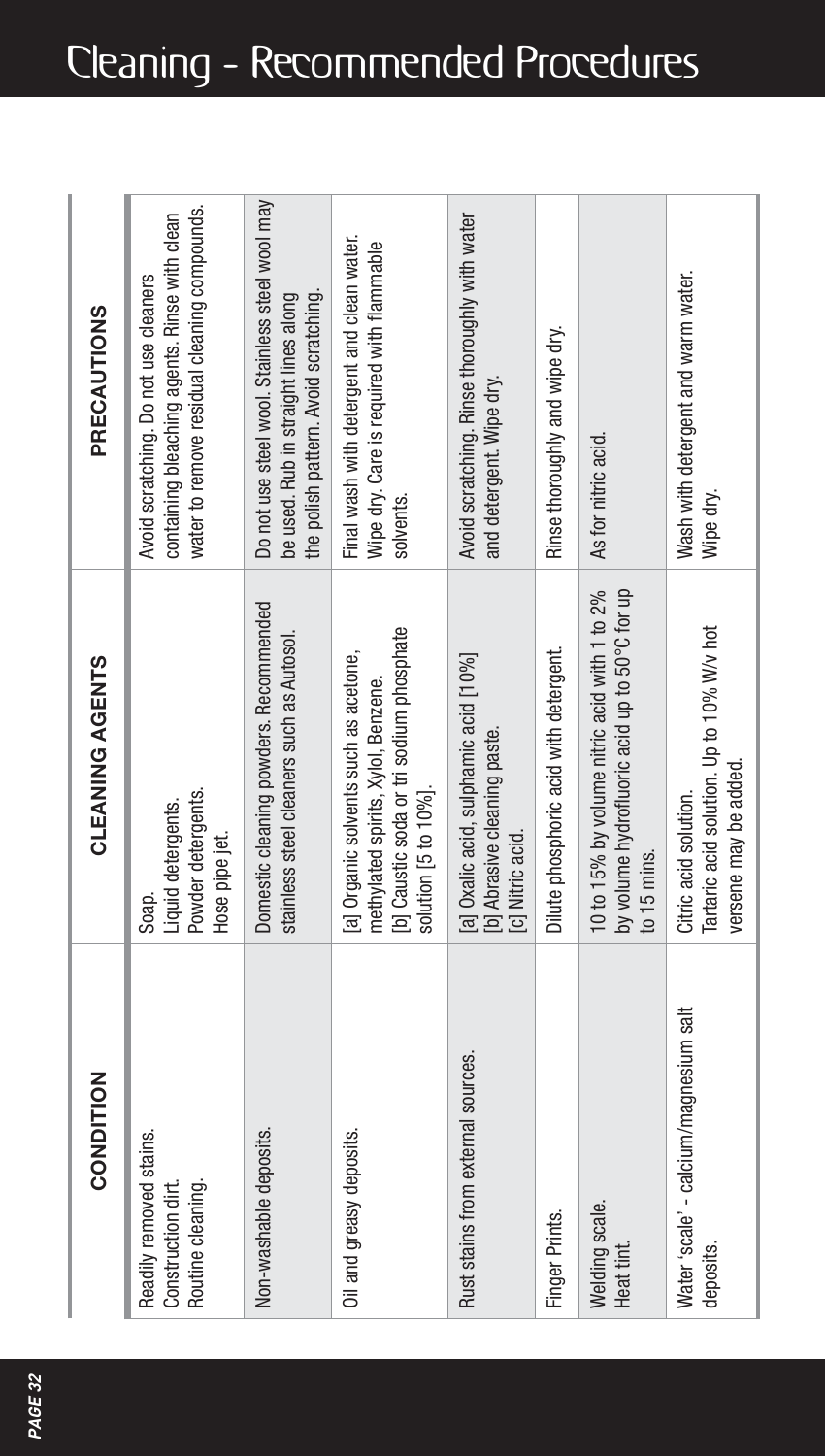# Cleaning - Recommended Procedures

| CONDITION | CLEANING AGENTS | PRECAUTIONS |
|---|---|---|
| Readily removed stains.<br>Construction dirt.<br>Routine cleaning. | Soap.<br>Liquid detergents.<br>Powder detergents.<br>Hose pipe jet. | Avoid scratching. Do not use cleaners containing bleaching agents. Rinse with clean water to remove residual cleaning compounds. |
| Non-washable deposits. | Domestic cleaning powders. Recommended stainless steel cleaners such as Autosol. | Do not use steel wool. Stainless steel wool may be used. Rub in straight lines along the polish pattern. Avoid scratching. |
| Oil and greasy deposits. | [a] Organic solvents such as acetone, methylated spirits, Xylol, Benzene.<br>[b] Caustic soda or tri sodium phosphate solution [5 to 10%]. | Final wash with detergent and clean water. Wipe dry. Care is required with flammable solvents. |
| Rust stains from external sources. | [a] Oxalic acid, sulphamic acid [10%]<br>[b] Abrasive cleaning paste.<br>[c] Nitric acid. | Avoid scratching. Rinse thoroughly with water and detergent. Wipe dry. |
| Finger Prints. | Dilute phosphoric acid with detergent. | Rinse thoroughly and wipe dry. |
| Welding scale.<br>Heat tint. | 10 to 15% by volume nitric acid with 1 to 2% by volume hydrofluoric acid up to 50°C for up to 15 mins. | As for nitric acid. |
| Water 'scale' - calcium/magnesium salt deposits. | Citric acid solution.<br>Tartaric acid solution. Up to 10% W/v hot versene may be added. | Wash with detergent and warm water. Wipe dry. |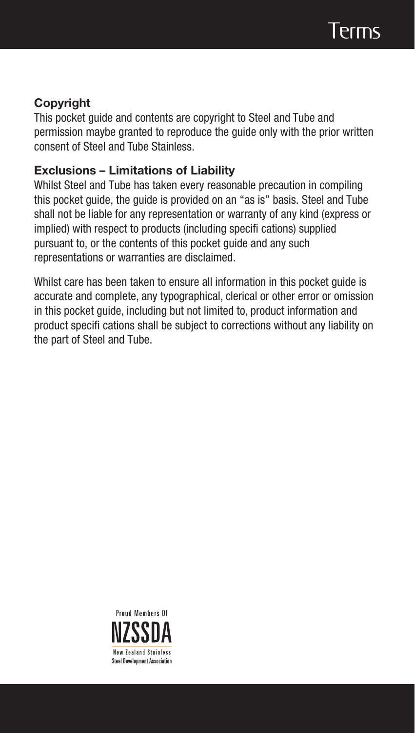# Terms

## Copyright

This pocket guide and contents are copyright to Steel and Tube and permission maybe granted to reproduce the guide only with the prior written consent of Steel and Tube Stainless.

## Exclusions – Limitations of Liability

Whilst Steel and Tube has taken every reasonable precaution in compiling this pocket guide, the guide is provided on an "as is" basis. Steel and Tube shall not be liable for any representation or warranty of any kind (express or implied) with respect to products (including specifi cations) supplied pursuant to, or the contents of this pocket guide and any such representations or warranties are disclaimed.

Whilst care has been taken to ensure all information in this pocket guide is accurate and complete, any typographical, clerical or other error or omission in this pocket guide, including but not limited to, product information and product specifi cations shall be subject to corrections without any liability on the part of Steel and Tube.

Proud Members Of

NZSSDA

New Zealand Stainless Steel Development Association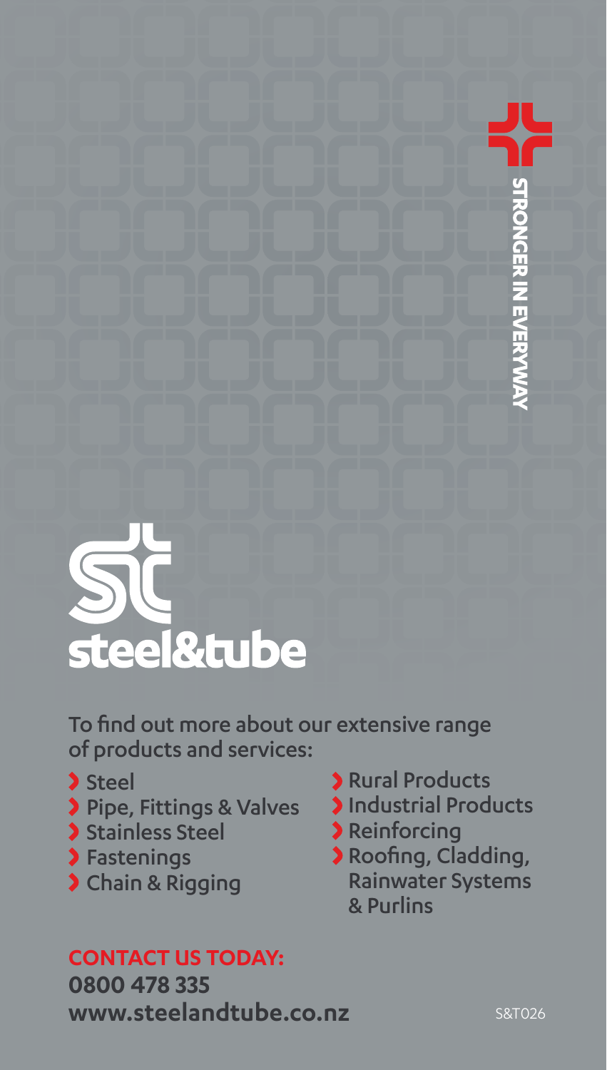STRONGER IN EVERYWAY

steel&tube

To find out more about our extensive range of products and services:

- Steel
- Pipe, Fittings & Valves
- Stainless Steel
- Fastenings
- Chain & Rigging
- Rural Products
- Industrial Products
- Reinforcing
- Roofing, Cladding, Rainwater Systems & Purlins

**CONTACT US TODAY:**
**0800 478 335**
**www.steelandtube.co.nz**

S&T026